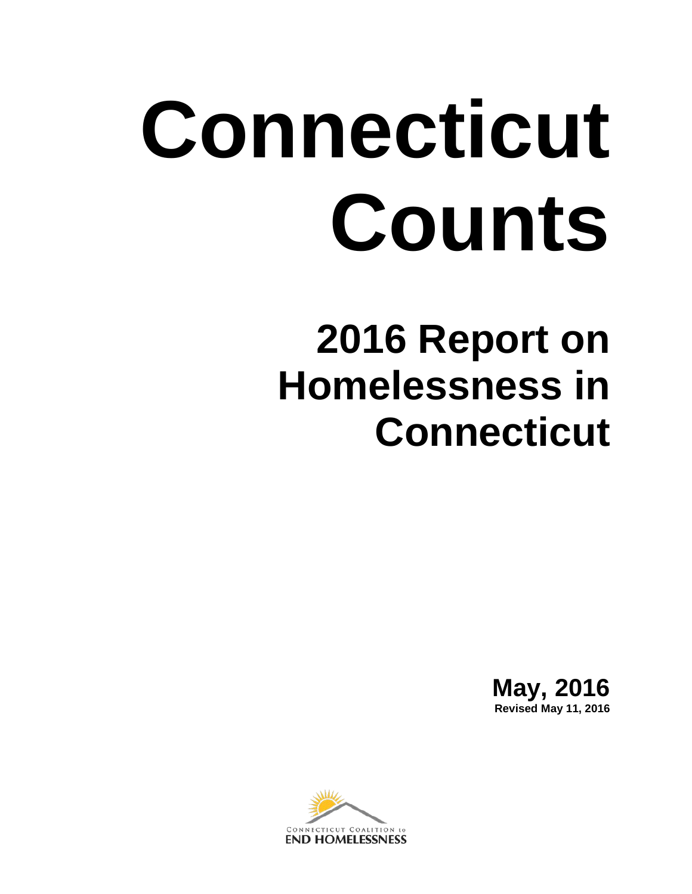# Connecticut Counts

## 2016 Report on Homelessness in Connecticut

**May, 2016**

**Revised May 11, 2016**

Connecticut Coalition to
END HOMELESSNESS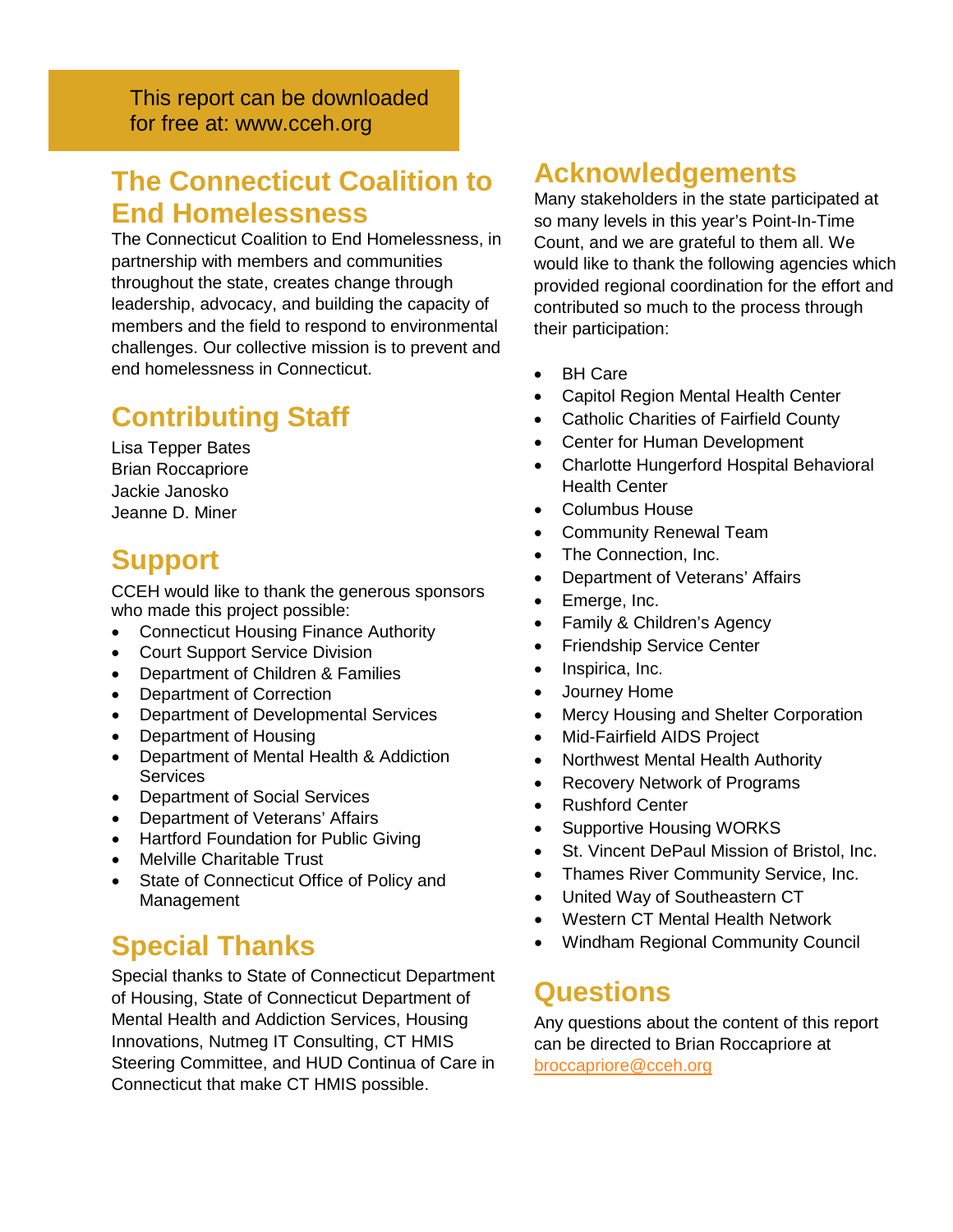This report can be downloaded for free at: www.cceh.org

## The Connecticut Coalition to End Homelessness

The Connecticut Coalition to End Homelessness, in partnership with members and communities throughout the state, creates change through leadership, advocacy, and building the capacity of members and the field to respond to environmental challenges. Our collective mission is to prevent and end homelessness in Connecticut.

## Contributing Staff

Lisa Tepper Bates
Brian Roccapriore
Jackie Janosko
Jeanne D. Miner

## Support

CCEH would like to thank the generous sponsors who made this project possible:

- Connecticut Housing Finance Authority
- Court Support Service Division
- Department of Children & Families
- Department of Correction
- Department of Developmental Services
- Department of Housing
- Department of Mental Health & Addiction Services
- Department of Social Services
- Department of Veterans' Affairs
- Hartford Foundation for Public Giving
- Melville Charitable Trust
- State of Connecticut Office of Policy and Management

## Special Thanks

Special thanks to State of Connecticut Department of Housing, State of Connecticut Department of Mental Health and Addiction Services, Housing Innovations, Nutmeg IT Consulting, CT HMIS Steering Committee, and HUD Continua of Care in Connecticut that make CT HMIS possible.

## Acknowledgements

Many stakeholders in the state participated at so many levels in this year's Point-In-Time Count, and we are grateful to them all. We would like to thank the following agencies which provided regional coordination for the effort and contributed so much to the process through their participation:

- BH Care
- Capitol Region Mental Health Center
- Catholic Charities of Fairfield County
- Center for Human Development
- Charlotte Hungerford Hospital Behavioral Health Center
- Columbus House
- Community Renewal Team
- The Connection, Inc.
- Department of Veterans' Affairs
- Emerge, Inc.
- Family & Children's Agency
- Friendship Service Center
- Inspirica, Inc.
- Journey Home
- Mercy Housing and Shelter Corporation
- Mid-Fairfield AIDS Project
- Northwest Mental Health Authority
- Recovery Network of Programs
- Rushford Center
- Supportive Housing WORKS
- St. Vincent DePaul Mission of Bristol, Inc.
- Thames River Community Service, Inc.
- United Way of Southeastern CT
- Western CT Mental Health Network
- Windham Regional Community Council

## Questions

Any questions about the content of this report can be directed to Brian Roccapriore at broccapriore@cceh.org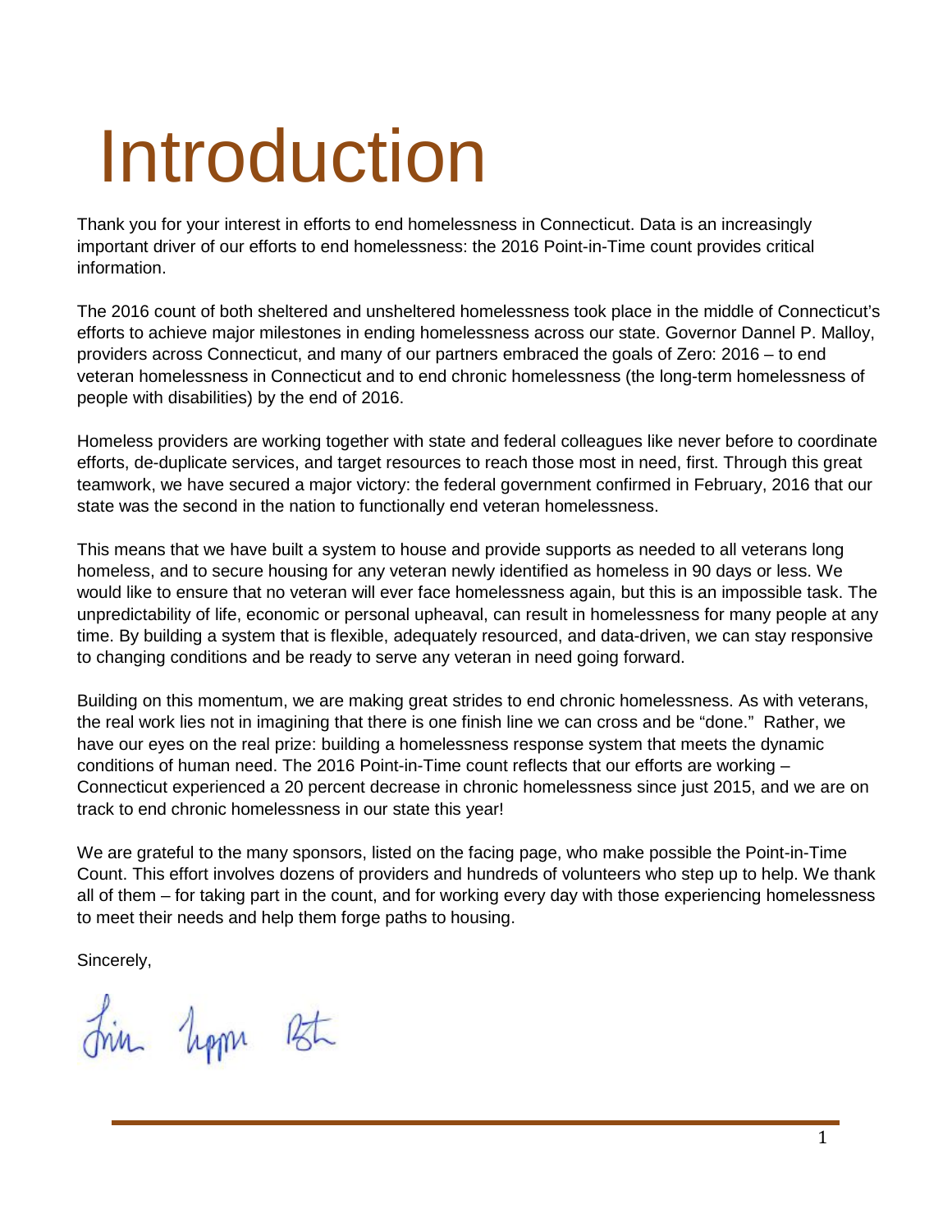# Introduction

Thank you for your interest in efforts to end homelessness in Connecticut. Data is an increasingly important driver of our efforts to end homelessness: the 2016 Point-in-Time count provides critical information.

The 2016 count of both sheltered and unsheltered homelessness took place in the middle of Connecticut's efforts to achieve major milestones in ending homelessness across our state. Governor Dannel P. Malloy, providers across Connecticut, and many of our partners embraced the goals of Zero: 2016 – to end veteran homelessness in Connecticut and to end chronic homelessness (the long-term homelessness of people with disabilities) by the end of 2016.

Homeless providers are working together with state and federal colleagues like never before to coordinate efforts, de-duplicate services, and target resources to reach those most in need, first. Through this great teamwork, we have secured a major victory: the federal government confirmed in February, 2016 that our state was the second in the nation to functionally end veteran homelessness.

This means that we have built a system to house and provide supports as needed to all veterans long homeless, and to secure housing for any veteran newly identified as homeless in 90 days or less. We would like to ensure that no veteran will ever face homelessness again, but this is an impossible task. The unpredictability of life, economic or personal upheaval, can result in homelessness for many people at any time. By building a system that is flexible, adequately resourced, and data-driven, we can stay responsive to changing conditions and be ready to serve any veteran in need going forward.

Building on this momentum, we are making great strides to end chronic homelessness. As with veterans, the real work lies not in imagining that there is one finish line we can cross and be "done." Rather, we have our eyes on the real prize: building a homelessness response system that meets the dynamic conditions of human need. The 2016 Point-in-Time count reflects that our efforts are working – Connecticut experienced a 20 percent decrease in chronic homelessness since just 2015, and we are on track to end chronic homelessness in our state this year!

We are grateful to the many sponsors, listed on the facing page, who make possible the Point-in-Time Count. This effort involves dozens of providers and hundreds of volunteers who step up to help. We thank all of them – for taking part in the count, and for working every day with those experiencing homelessness to meet their needs and help them forge paths to housing.

Sincerely,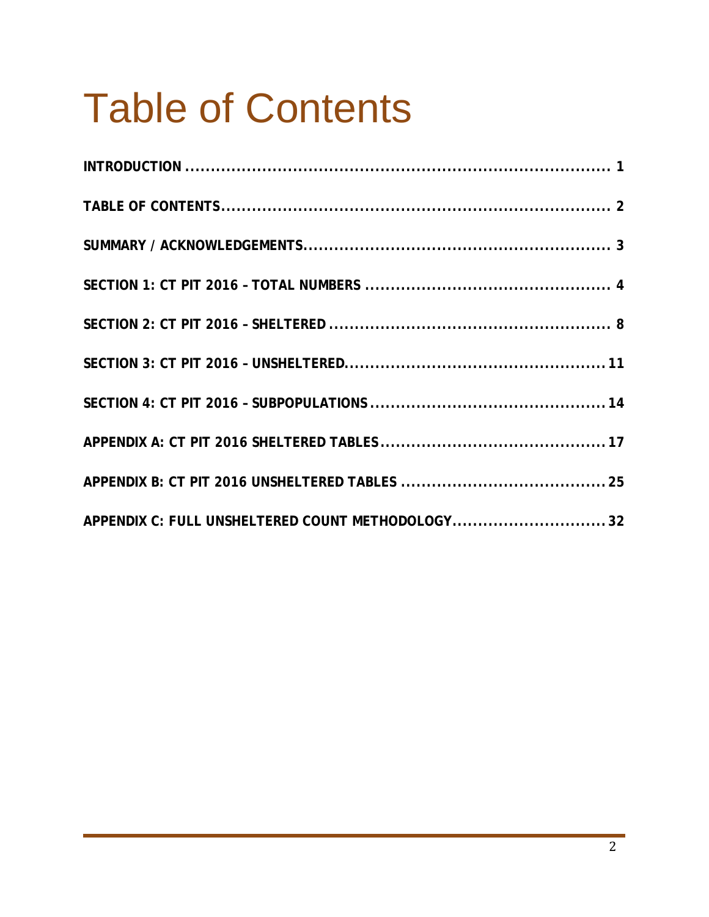# Table of Contents

**INTRODUCTION ........................................................................ 1**

**TABLE OF CONTENTS.......................................................................... 2**

**SUMMARY / ACKNOWLEDGEMENTS................................................... 3**

**SECTION 1: CT PIT 2016 – TOTAL NUMBERS ............................................ 4**

**SECTION 2: CT PIT 2016 – SHELTERED ..................................................... 8**

**SECTION 3: CT PIT 2016 – UNSHELTERED.................................................. 11**

**SECTION 4: CT PIT 2016 – SUBPOPULATIONS ............................................ 14**

**APPENDIX A: CT PIT 2016 SHELTERED TABLES .......................................... 17**

**APPENDIX B: CT PIT 2016 UNSHELTERED TABLES ....................................... 25**

**APPENDIX C: FULL UNSHELTERED COUNT METHODOLOGY............................. 32**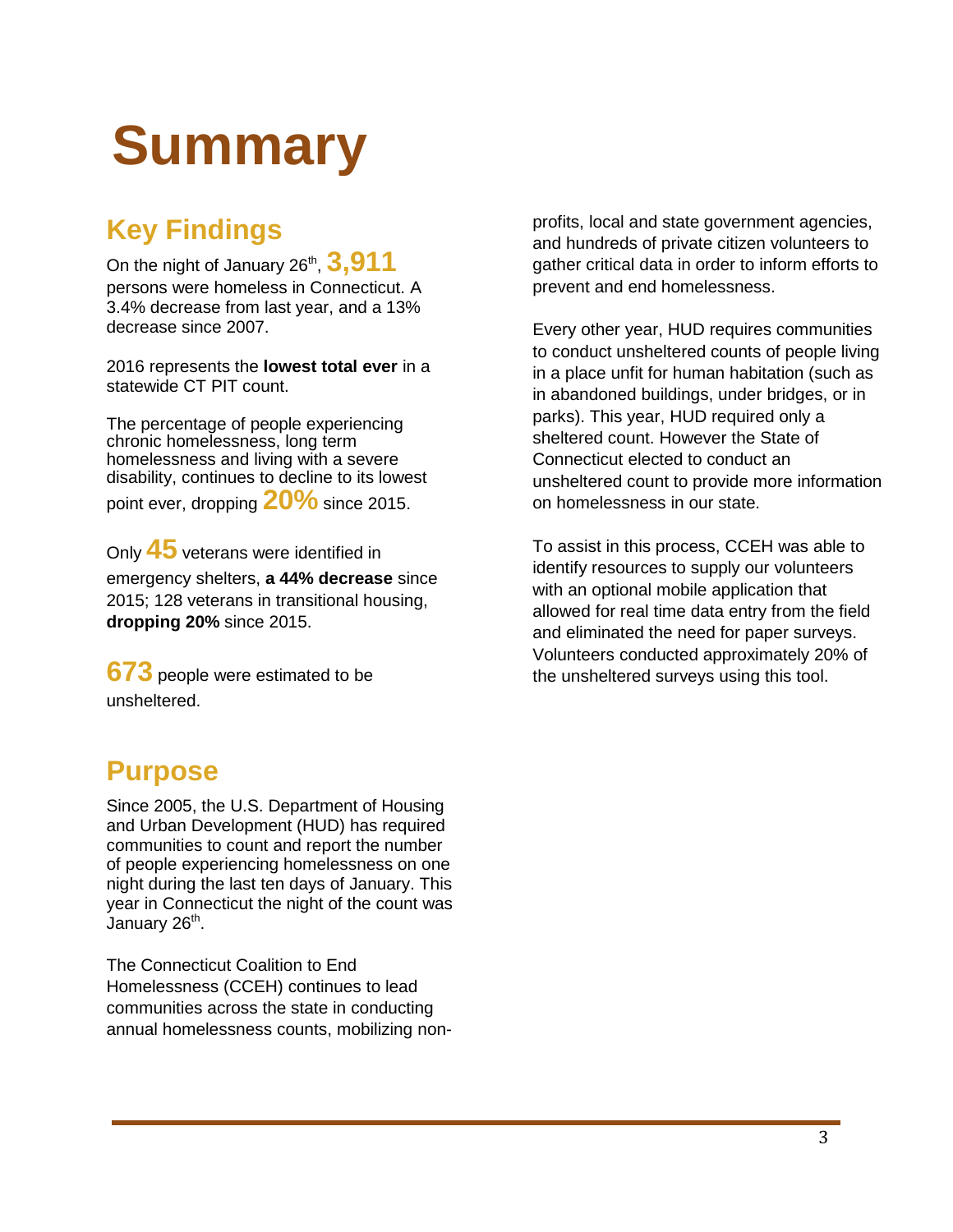# Summary

## Key Findings

On the night of January 26th, **3,911** persons were homeless in Connecticut. A 3.4% decrease from last year, and a 13% decrease since 2007.

2016 represents the **lowest total ever** in a statewide CT PIT count.

The percentage of people experiencing chronic homelessness, long term homelessness and living with a severe disability, continues to decline to its lowest point ever, dropping **20%** since 2015.

Only **45** veterans were identified in emergency shelters, **a 44% decrease** since 2015; 128 veterans in transitional housing, **dropping 20%** since 2015.

**673** people were estimated to be unsheltered.

## Purpose

Since 2005, the U.S. Department of Housing and Urban Development (HUD) has required communities to count and report the number of people experiencing homelessness on one night during the last ten days of January. This year in Connecticut the night of the count was January 26th.

The Connecticut Coalition to End Homelessness (CCEH) continues to lead communities across the state in conducting annual homelessness counts, mobilizing non-profits, local and state government agencies, and hundreds of private citizen volunteers to gather critical data in order to inform efforts to prevent and end homelessness.

Every other year, HUD requires communities to conduct unsheltered counts of people living in a place unfit for human habitation (such as in abandoned buildings, under bridges, or in parks). This year, HUD required only a sheltered count. However the State of Connecticut elected to conduct an unsheltered count to provide more information on homelessness in our state.

To assist in this process, CCEH was able to identify resources to supply our volunteers with an optional mobile application that allowed for real time data entry from the field and eliminated the need for paper surveys. Volunteers conducted approximately 20% of the unsheltered surveys using this tool.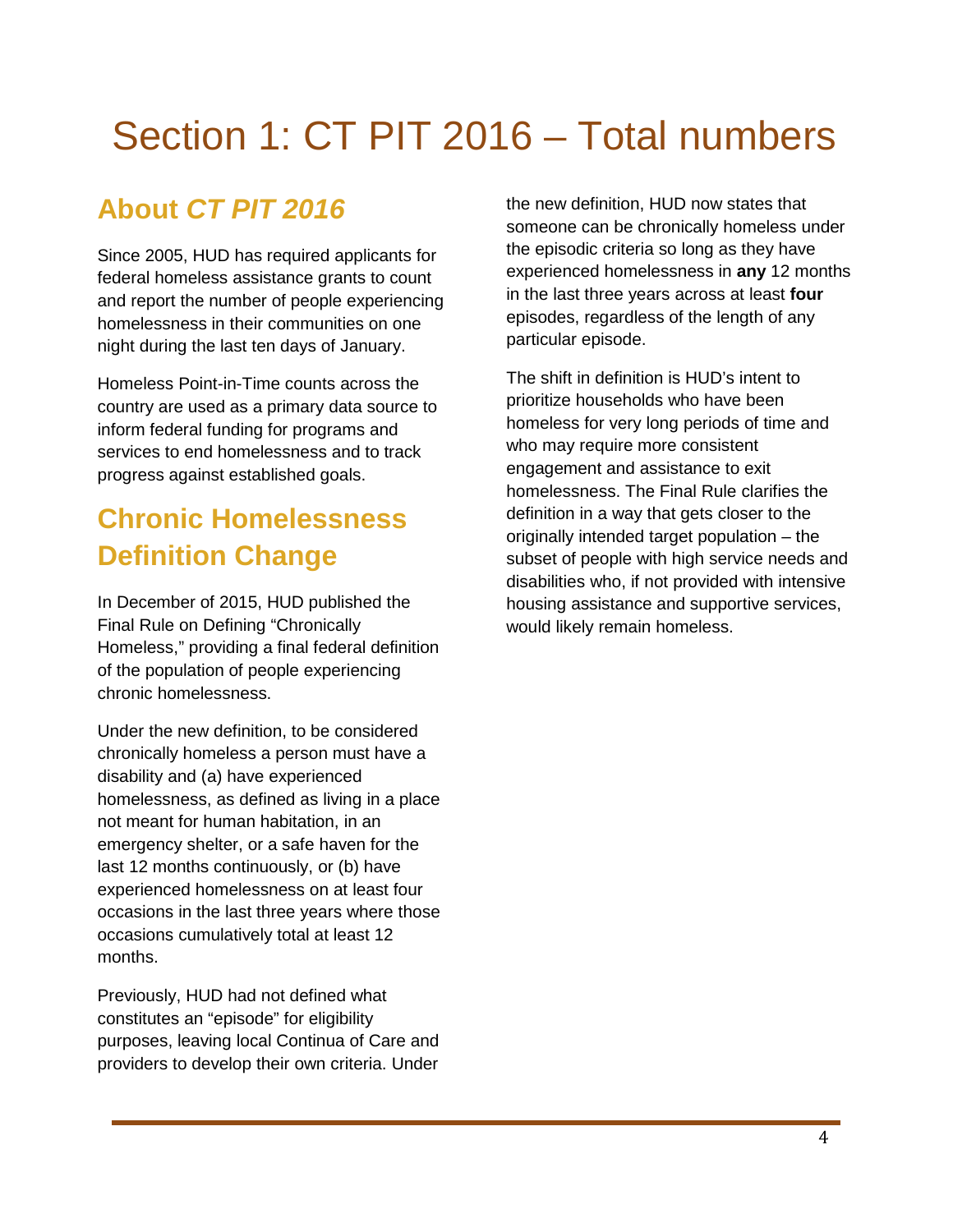# Section 1: CT PIT 2016 – Total numbers

## About *CT PIT 2016*

Since 2005, HUD has required applicants for federal homeless assistance grants to count and report the number of people experiencing homelessness in their communities on one night during the last ten days of January.

Homeless Point-in-Time counts across the country are used as a primary data source to inform federal funding for programs and services to end homelessness and to track progress against established goals.

## Chronic Homelessness Definition Change

In December of 2015, HUD published the Final Rule on Defining "Chronically Homeless," providing a final federal definition of the population of people experiencing chronic homelessness.

Under the new definition, to be considered chronically homeless a person must have a disability and (a) have experienced homelessness, as defined as living in a place not meant for human habitation, in an emergency shelter, or a safe haven for the last 12 months continuously, or (b) have experienced homelessness on at least four occasions in the last three years where those occasions cumulatively total at least 12 months.

Previously, HUD had not defined what constitutes an "episode" for eligibility purposes, leaving local Continua of Care and providers to develop their own criteria. Under the new definition, HUD now states that someone can be chronically homeless under the episodic criteria so long as they have experienced homelessness in **any** 12 months in the last three years across at least **four** episodes, regardless of the length of any particular episode.

The shift in definition is HUD's intent to prioritize households who have been homeless for very long periods of time and who may require more consistent engagement and assistance to exit homelessness. The Final Rule clarifies the definition in a way that gets closer to the originally intended target population – the subset of people with high service needs and disabilities who, if not provided with intensive housing assistance and supportive services, would likely remain homeless.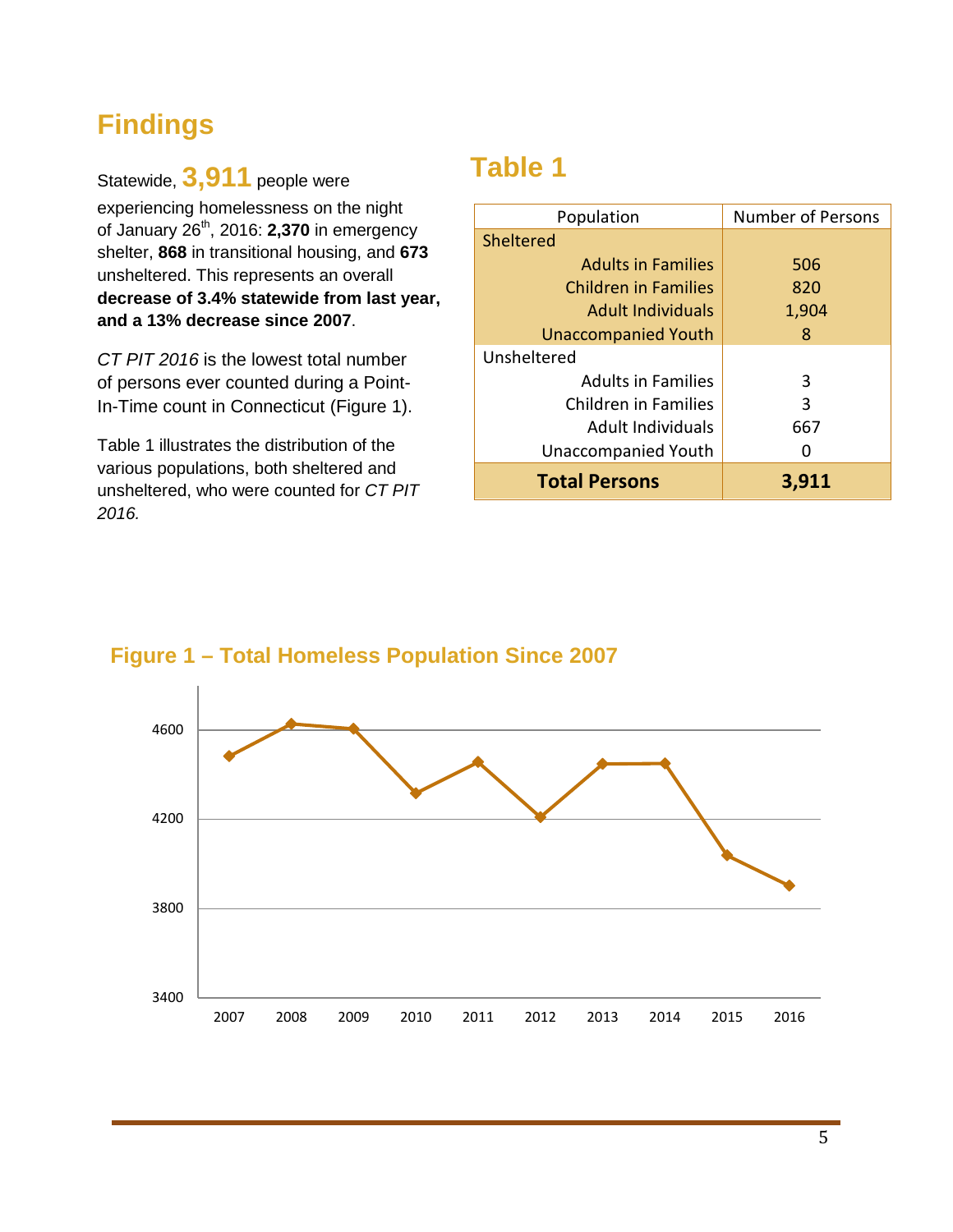# Findings

Statewide, **3,911** people were experiencing homelessness on the night of January 26th, 2016: **2,370** in emergency shelter, **868** in transitional housing, and **673** unsheltered. This represents an overall **decrease of 3.4% statewide from last year, and a 13% decrease since 2007**.

*CT PIT 2016* is the lowest total number of persons ever counted during a Point-In-Time count in Connecticut (Figure 1).

Table 1 illustrates the distribution of the various populations, both sheltered and unsheltered, who were counted for *CT PIT 2016.*

## Table 1

| Population | Number of Persons |
|---|---|
| Sheltered | |
| Adults in Families | 506 |
| Children in Families | 820 |
| Adult Individuals | 1,904 |
| Unaccompanied Youth | 8 |
| Unsheltered | |
| Adults in Families | 3 |
| Children in Families | 3 |
| Adult Individuals | 667 |
| Unaccompanied Youth | 0 |
| **Total Persons** | **3,911** |

## Figure 1 – Total Homeless Population Since 2007

| Year | 2007 | 2008 | 2009 | 2010 | 2011 | 2012 | 2013 | 2014 | 2015 | 2016 |
|---|---|---|---|---|---|---|---|---|---|---|
| Total Homeless Population (approx.) | 4,480 | 4,630 | 4,610 | 4,320 | 4,460 | 4,210 | 4,450 | 4,450 | 4,040 | 3,911 |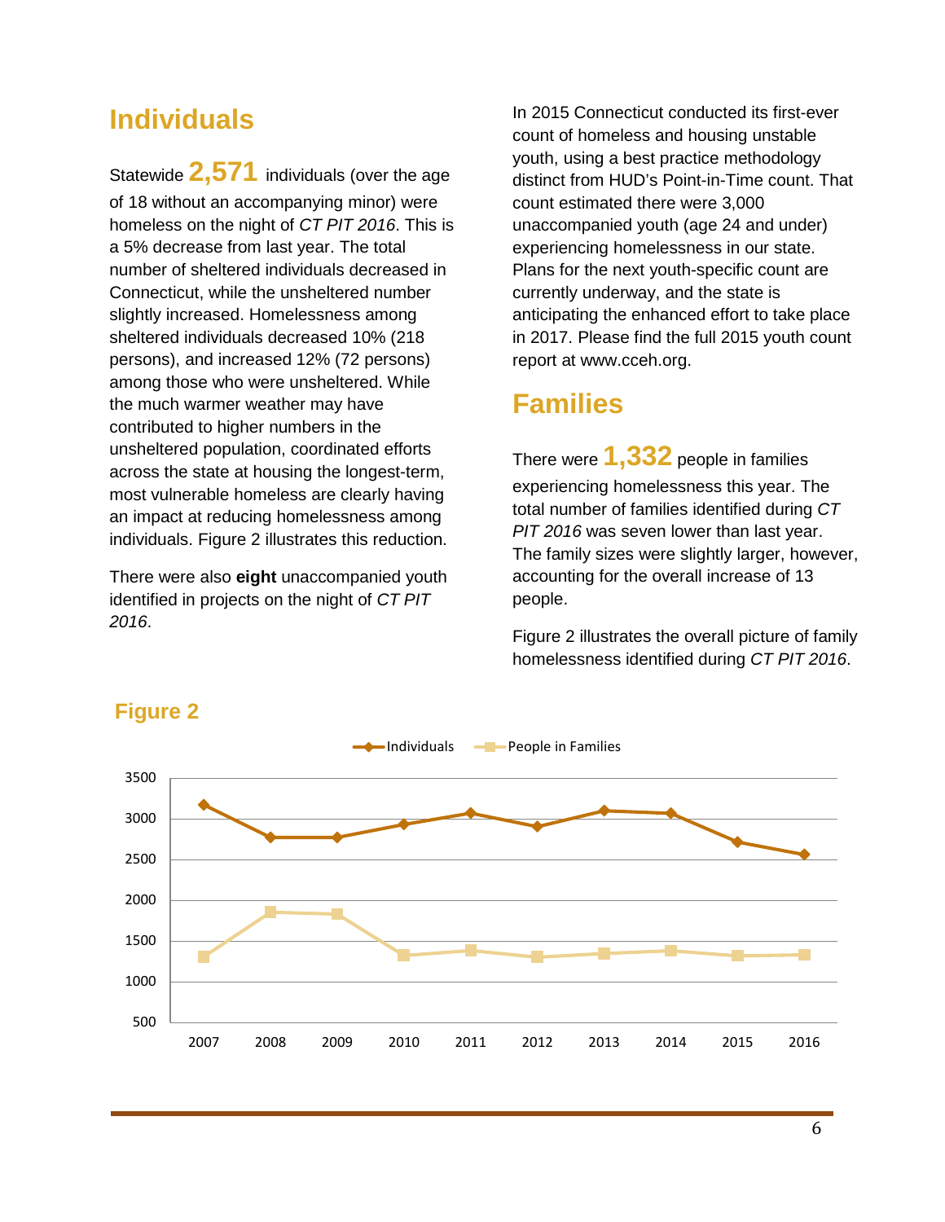## Individuals

Statewide **2,571** individuals (over the age of 18 without an accompanying minor) were homeless on the night of *CT PIT 2016*. This is a 5% decrease from last year. The total number of sheltered individuals decreased in Connecticut, while the unsheltered number slightly increased. Homelessness among sheltered individuals decreased 10% (218 persons), and increased 12% (72 persons) among those who were unsheltered. While the much warmer weather may have contributed to higher numbers in the unsheltered population, coordinated efforts across the state at housing the longest-term, most vulnerable homeless are clearly having an impact at reducing homelessness among individuals. Figure 2 illustrates this reduction.

There were also **eight** unaccompanied youth identified in projects on the night of *CT PIT 2016*.

In 2015 Connecticut conducted its first-ever count of homeless and housing unstable youth, using a best practice methodology distinct from HUD's Point-in-Time count. That count estimated there were 3,000 unaccompanied youth (age 24 and under) experiencing homelessness in our state. Plans for the next youth-specific count are currently underway, and the state is anticipating the enhanced effort to take place in 2017. Please find the full 2015 youth count report at www.cceh.org.

## Families

There were **1,332** people in families experiencing homelessness this year. The total number of families identified during *CT PIT 2016* was seven lower than last year. The family sizes were slightly larger, however, accounting for the overall increase of 13 people.

Figure 2 illustrates the overall picture of family homelessness identified during *CT PIT 2016*.

### Figure 2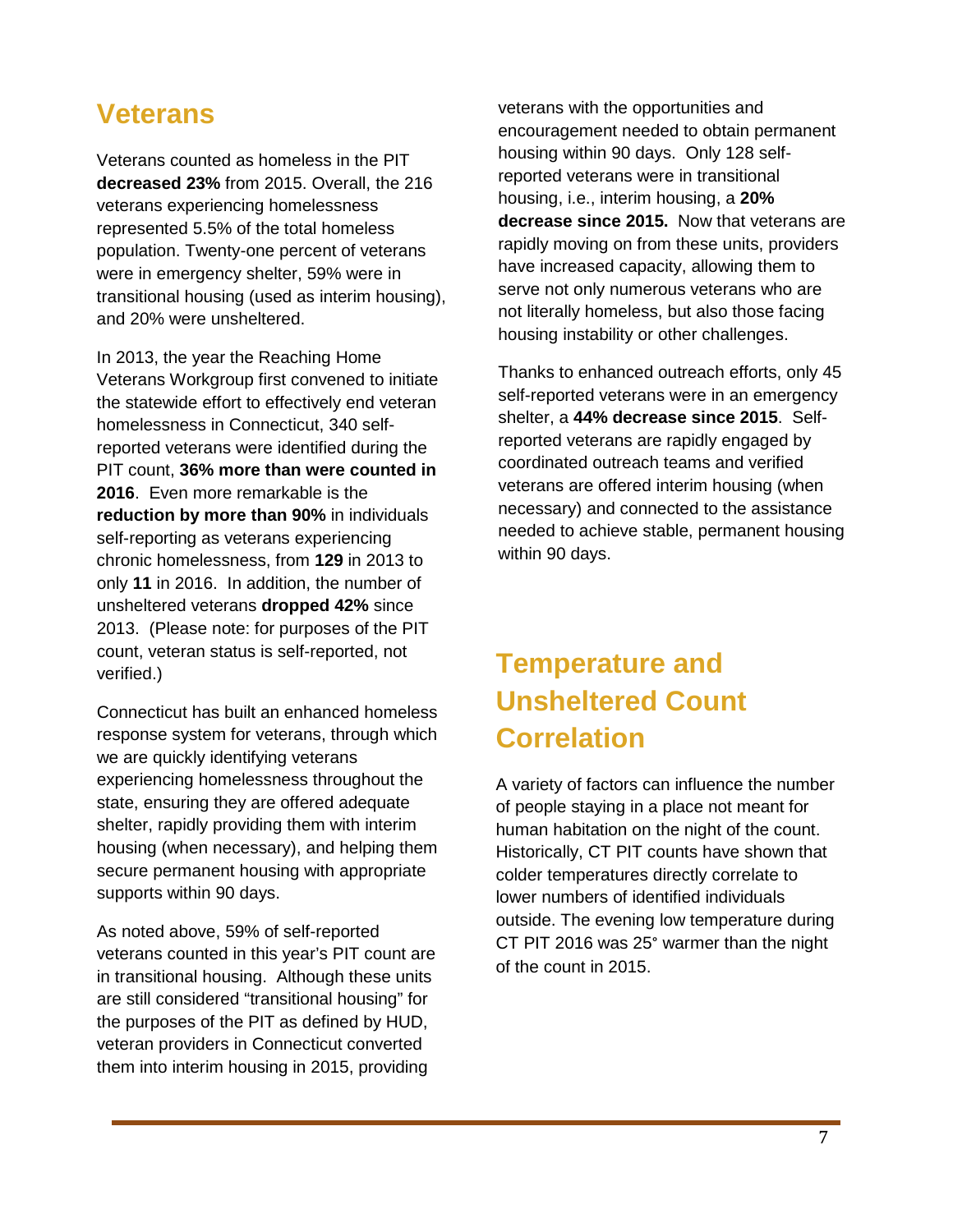## Veterans

Veterans counted as homeless in the PIT **decreased 23%** from 2015. Overall, the 216 veterans experiencing homelessness represented 5.5% of the total homeless population. Twenty-one percent of veterans were in emergency shelter, 59% were in transitional housing (used as interim housing), and 20% were unsheltered.

In 2013, the year the Reaching Home Veterans Workgroup first convened to initiate the statewide effort to effectively end veteran homelessness in Connecticut, 340 self-reported veterans were identified during the PIT count, **36% more than were counted in 2016**. Even more remarkable is the **reduction by more than 90%** in individuals self-reporting as veterans experiencing chronic homelessness, from **129** in 2013 to only **11** in 2016. In addition, the number of unsheltered veterans **dropped 42%** since 2013. (Please note: for purposes of the PIT count, veteran status is self-reported, not verified.)

Connecticut has built an enhanced homeless response system for veterans, through which we are quickly identifying veterans experiencing homelessness throughout the state, ensuring they are offered adequate shelter, rapidly providing them with interim housing (when necessary), and helping them secure permanent housing with appropriate supports within 90 days.

As noted above, 59% of self-reported veterans counted in this year's PIT count are in transitional housing. Although these units are still considered "transitional housing" for the purposes of the PIT as defined by HUD, veteran providers in Connecticut converted them into interim housing in 2015, providing veterans with the opportunities and encouragement needed to obtain permanent housing within 90 days. Only 128 self-reported veterans were in transitional housing, i.e., interim housing, a **20% decrease since 2015.** Now that veterans are rapidly moving on from these units, providers have increased capacity, allowing them to serve not only numerous veterans who are not literally homeless, but also those facing housing instability or other challenges.

Thanks to enhanced outreach efforts, only 45 self-reported veterans were in an emergency shelter, a **44% decrease since 2015**. Self-reported veterans are rapidly engaged by coordinated outreach teams and verified veterans are offered interim housing (when necessary) and connected to the assistance needed to achieve stable, permanent housing within 90 days.

## Temperature and Unsheltered Count Correlation

A variety of factors can influence the number of people staying in a place not meant for human habitation on the night of the count. Historically, CT PIT counts have shown that colder temperatures directly correlate to lower numbers of identified individuals outside. The evening low temperature during CT PIT 2016 was 25° warmer than the night of the count in 2015.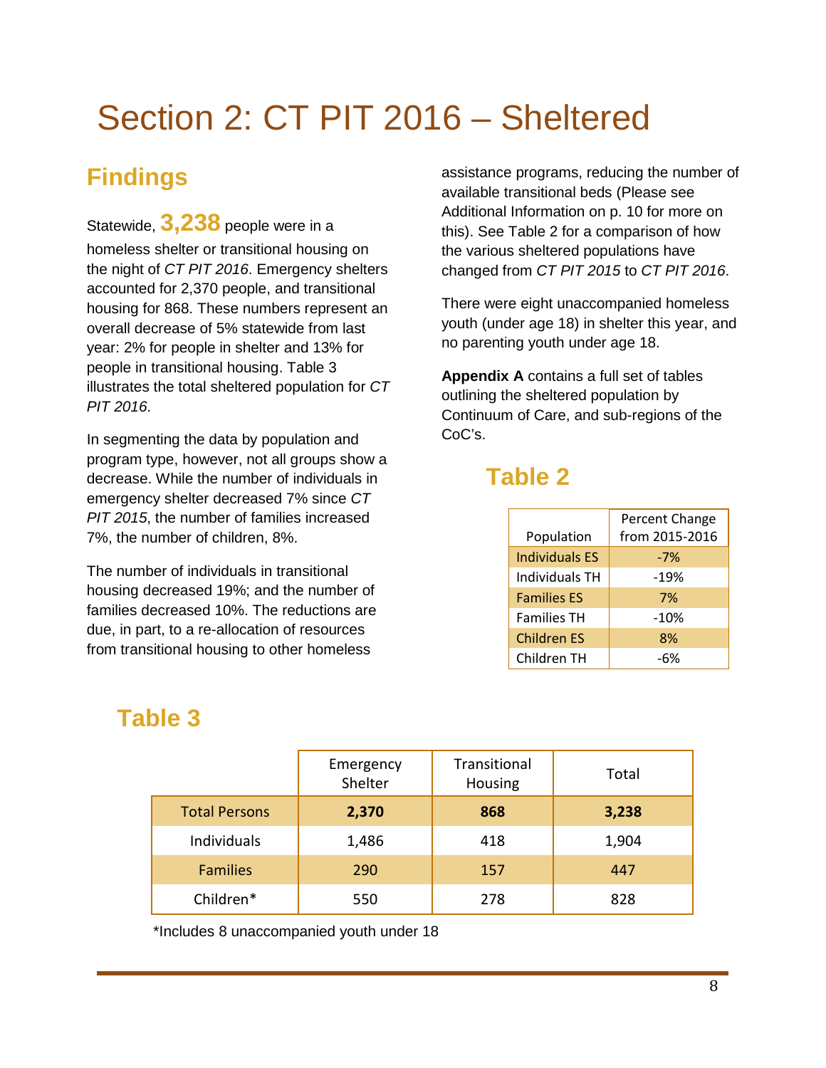# Section 2: CT PIT 2016 – Sheltered

## Findings

Statewide, **3,238** people were in a homeless shelter or transitional housing on the night of *CT PIT 2016*. Emergency shelters accounted for 2,370 people, and transitional housing for 868. These numbers represent an overall decrease of 5% statewide from last year: 2% for people in shelter and 13% for people in transitional housing. Table 3 illustrates the total sheltered population for *CT PIT 2016*.

In segmenting the data by population and program type, however, not all groups show a decrease. While the number of individuals in emergency shelter decreased 7% since *CT PIT 2015*, the number of families increased 7%, the number of children, 8%.

The number of individuals in transitional housing decreased 19%; and the number of families decreased 10%. The reductions are due, in part, to a re-allocation of resources from transitional housing to other homeless assistance programs, reducing the number of available transitional beds (Please see Additional Information on p. 10 for more on this). See Table 2 for a comparison of how the various sheltered populations have changed from *CT PIT 2015* to *CT PIT 2016*.

There were eight unaccompanied homeless youth (under age 18) in shelter this year, and no parenting youth under age 18.

**Appendix A** contains a full set of tables outlining the sheltered population by Continuum of Care, and sub-regions of the CoC's.

## Table 2

| Population | Percent Change from 2015-2016 |
|---|---|
| Individuals ES | -7% |
| Individuals TH | -19% |
| Families ES | 7% |
| Families TH | -10% |
| Children ES | 8% |
| Children TH | -6% |

## Table 3

| | Emergency Shelter | Transitional Housing | Total |
|---|---|---|---|
| Total Persons | **2,370** | **868** | **3,238** |
| Individuals | 1,486 | 418 | 1,904 |
| Families | 290 | 157 | 447 |
| Children* | 550 | 278 | 828 |

*Includes 8 unaccompanied youth under 18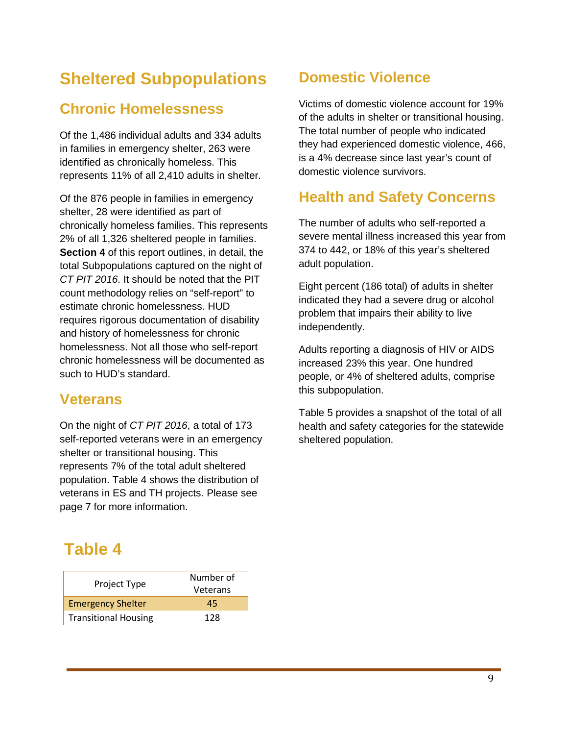# Sheltered Subpopulations

## Chronic Homelessness

Of the 1,486 individual adults and 334 adults in families in emergency shelter, 263 were identified as chronically homeless. This represents 11% of all 2,410 adults in shelter.

Of the 876 people in families in emergency shelter, 28 were identified as part of chronically homeless families. This represents 2% of all 1,326 sheltered people in families. **Section 4** of this report outlines, in detail, the total Subpopulations captured on the night of *CT PIT 2016*. It should be noted that the PIT count methodology relies on "self-report" to estimate chronic homelessness. HUD requires rigorous documentation of disability and history of homelessness for chronic homelessness. Not all those who self-report chronic homelessness will be documented as such to HUD's standard.

## Veterans

On the night of *CT PIT 2016*, a total of 173 self-reported veterans were in an emergency shelter or transitional housing. This represents 7% of the total adult sheltered population. Table 4 shows the distribution of veterans in ES and TH projects. Please see page 7 for more information.

## Table 4

| Project Type | Number of Veterans |
|---|---|
| Emergency Shelter | 45 |
| Transitional Housing | 128 |

## Domestic Violence

Victims of domestic violence account for 19% of the adults in shelter or transitional housing. The total number of people who indicated they had experienced domestic violence, 466, is a 4% decrease since last year's count of domestic violence survivors.

## Health and Safety Concerns

The number of adults who self-reported a severe mental illness increased this year from 374 to 442, or 18% of this year's sheltered adult population.

Eight percent (186 total) of adults in shelter indicated they had a severe drug or alcohol problem that impairs their ability to live independently.

Adults reporting a diagnosis of HIV or AIDS increased 23% this year. One hundred people, or 4% of sheltered adults, comprise this subpopulation.

Table 5 provides a snapshot of the total of all health and safety categories for the statewide sheltered population.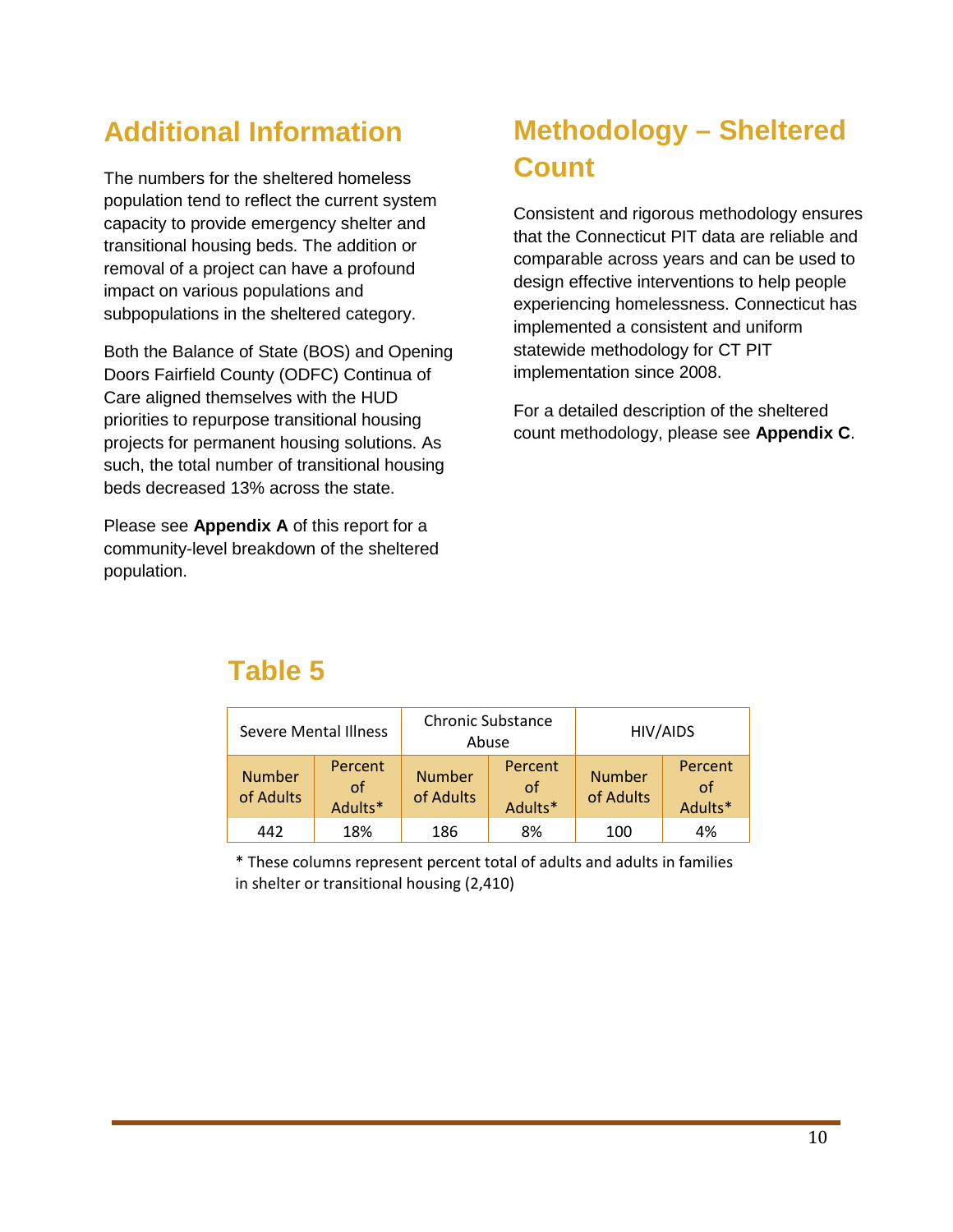## Additional Information

The numbers for the sheltered homeless population tend to reflect the current system capacity to provide emergency shelter and transitional housing beds. The addition or removal of a project can have a profound impact on various populations and subpopulations in the sheltered category.

Both the Balance of State (BOS) and Opening Doors Fairfield County (ODFC) Continua of Care aligned themselves with the HUD priorities to repurpose transitional housing projects for permanent housing solutions. As such, the total number of transitional housing beds decreased 13% across the state.

Please see **Appendix A** of this report for a community-level breakdown of the sheltered population.

## Methodology – Sheltered Count

Consistent and rigorous methodology ensures that the Connecticut PIT data are reliable and comparable across years and can be used to design effective interventions to help people experiencing homelessness. Connecticut has implemented a consistent and uniform statewide methodology for CT PIT implementation since 2008.

For a detailed description of the sheltered count methodology, please see **Appendix C**.

## Table 5

| Severe Mental Illness | | Chronic Substance Abuse | | HIV/AIDS | |
|---|---|---|---|---|---|
| Number of Adults | Percent of Adults* | Number of Adults | Percent of Adults* | Number of Adults | Percent of Adults* |
| 442 | 18% | 186 | 8% | 100 | 4% |

* These columns represent percent total of adults and adults in families in shelter or transitional housing (2,410)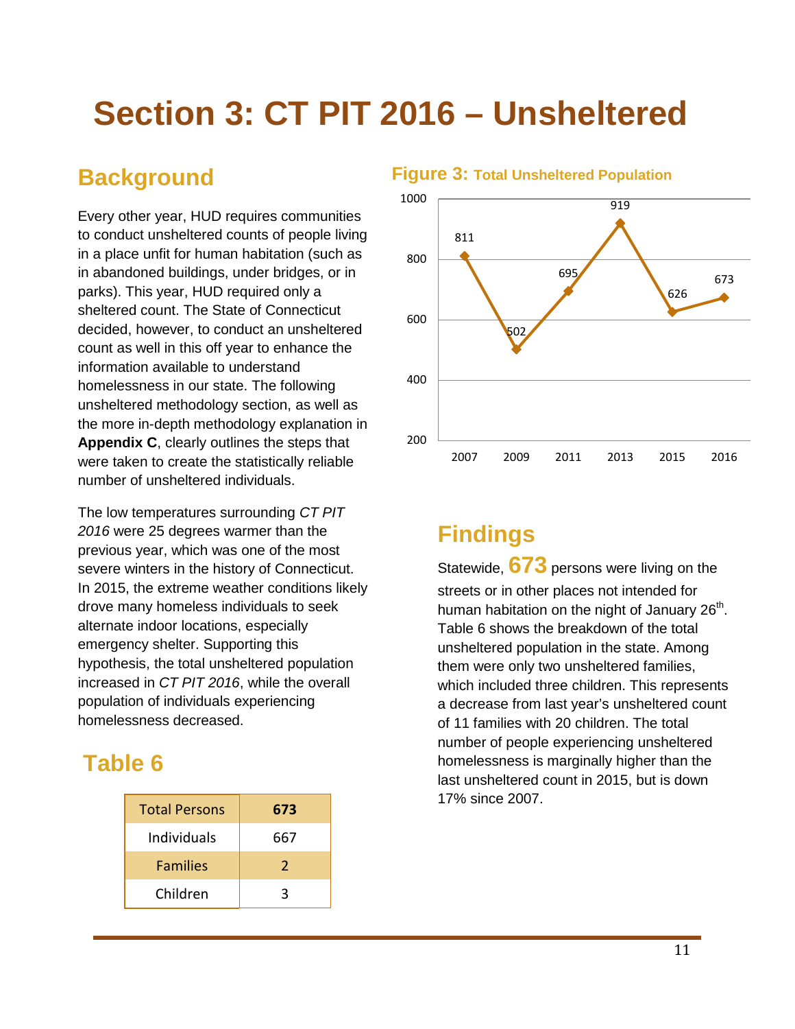# Section 3: CT PIT 2016 – Unsheltered

## Background

Every other year, HUD requires communities to conduct unsheltered counts of people living in a place unfit for human habitation (such as in abandoned buildings, under bridges, or in parks). This year, HUD required only a sheltered count. The State of Connecticut decided, however, to conduct an unsheltered count as well in this off year to enhance the information available to understand homelessness in our state. The following unsheltered methodology section, as well as the more in-depth methodology explanation in **Appendix C**, clearly outlines the steps that were taken to create the statistically reliable number of unsheltered individuals.

The low temperatures surrounding *CT PIT 2016* were 25 degrees warmer than the previous year, which was one of the most severe winters in the history of Connecticut. In 2015, the extreme weather conditions likely drove many homeless individuals to seek alternate indoor locations, especially emergency shelter. Supporting this hypothesis, the total unsheltered population increased in *CT PIT 2016*, while the overall population of individuals experiencing homelessness decreased.

**Figure 3: Total Unsheltered Population**

| Year | Total Unsheltered |
|---|---|
| 2007 | 811 |
| 2009 | 502 |
| 2011 | 695 |
| 2013 | 919 |
| 2015 | 626 |
| 2016 | 673 |

## Table 6

| Total Persons | 673 |
|---|---|
| Individuals | 667 |
| Families | 2 |
| Children | 3 |

## Findings

Statewide, **673** persons were living on the streets or in other places not intended for human habitation on the night of January 26th. Table 6 shows the breakdown of the total unsheltered population in the state. Among them were only two unsheltered families, which included three children. This represents a decrease from last year's unsheltered count of 11 families with 20 children. The total number of people experiencing unsheltered homelessness is marginally higher than the last unsheltered count in 2015, but is down 17% since 2007.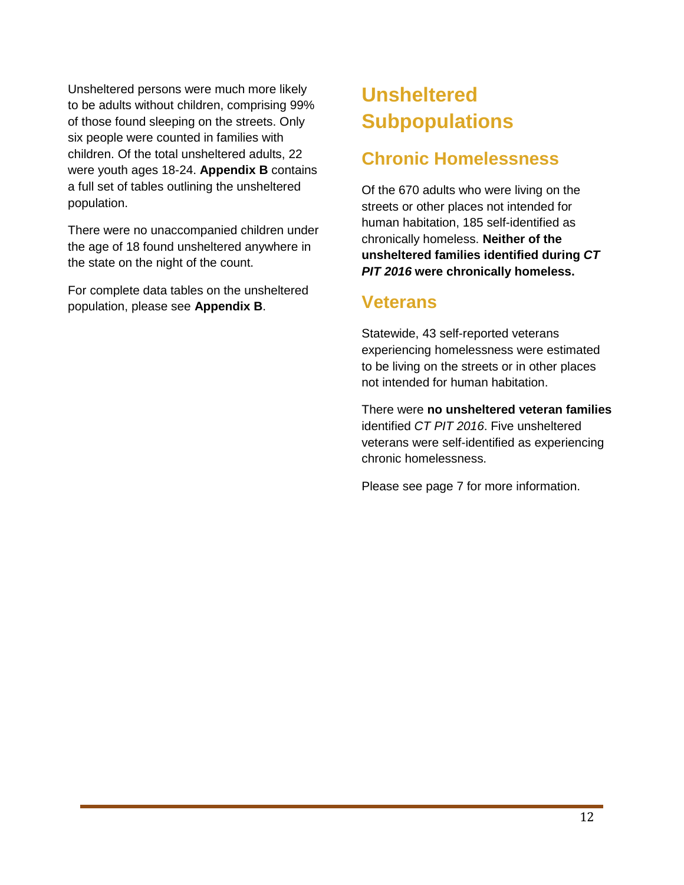Unsheltered persons were much more likely to be adults without children, comprising 99% of those found sleeping on the streets. Only six people were counted in families with children. Of the total unsheltered adults, 22 were youth ages 18-24. **Appendix B** contains a full set of tables outlining the unsheltered population.

There were no unaccompanied children under the age of 18 found unsheltered anywhere in the state on the night of the count.

For complete data tables on the unsheltered population, please see **Appendix B**.

# Unsheltered Subpopulations

## Chronic Homelessness

Of the 670 adults who were living on the streets or other places not intended for human habitation, 185 self-identified as chronically homeless. **Neither of the unsheltered families identified during *CT PIT 2016* were chronically homeless.**

## Veterans

Statewide, 43 self-reported veterans experiencing homelessness were estimated to be living on the streets or in other places not intended for human habitation.

There were **no unsheltered veteran families** identified *CT PIT 2016*. Five unsheltered veterans were self-identified as experiencing chronic homelessness.

Please see page 7 for more information.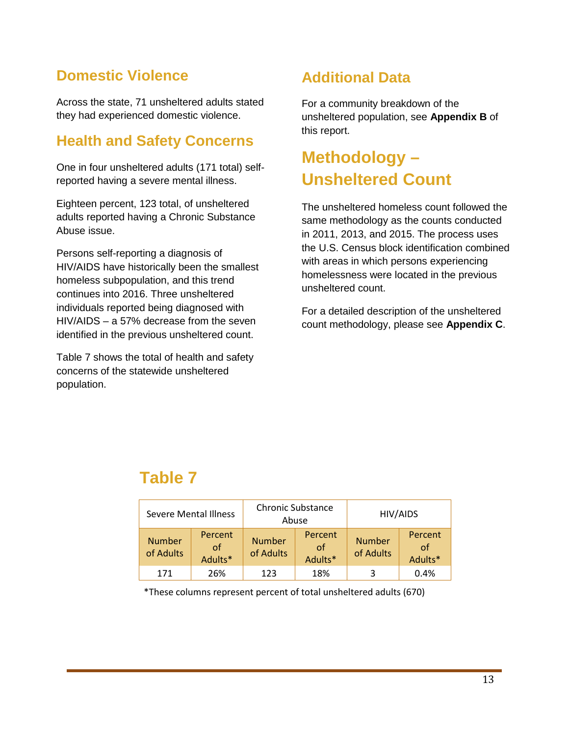## Domestic Violence

Across the state, 71 unsheltered adults stated they had experienced domestic violence.

## Health and Safety Concerns

One in four unsheltered adults (171 total) self-reported having a severe mental illness.

Eighteen percent, 123 total, of unsheltered adults reported having a Chronic Substance Abuse issue.

Persons self-reporting a diagnosis of HIV/AIDS have historically been the smallest homeless subpopulation, and this trend continues into 2016. Three unsheltered individuals reported being diagnosed with HIV/AIDS – a 57% decrease from the seven identified in the previous unsheltered count.

Table 7 shows the total of health and safety concerns of the statewide unsheltered population.

## Additional Data

For a community breakdown of the unsheltered population, see **Appendix B** of this report.

# Methodology – Unsheltered Count

The unsheltered homeless count followed the same methodology as the counts conducted in 2011, 2013, and 2015. The process uses the U.S. Census block identification combined with areas in which persons experiencing homelessness were located in the previous unsheltered count.

For a detailed description of the unsheltered count methodology, please see **Appendix C**.

## Table 7

| Severe Mental Illness | | Chronic Substance Abuse | | HIV/AIDS | |
|---|---|---|---|---|---|
| Number of Adults | Percent of Adults* | Number of Adults | Percent of Adults* | Number of Adults | Percent of Adults* |
| 171 | 26% | 123 | 18% | 3 | 0.4% |

*These columns represent percent of total unsheltered adults (670)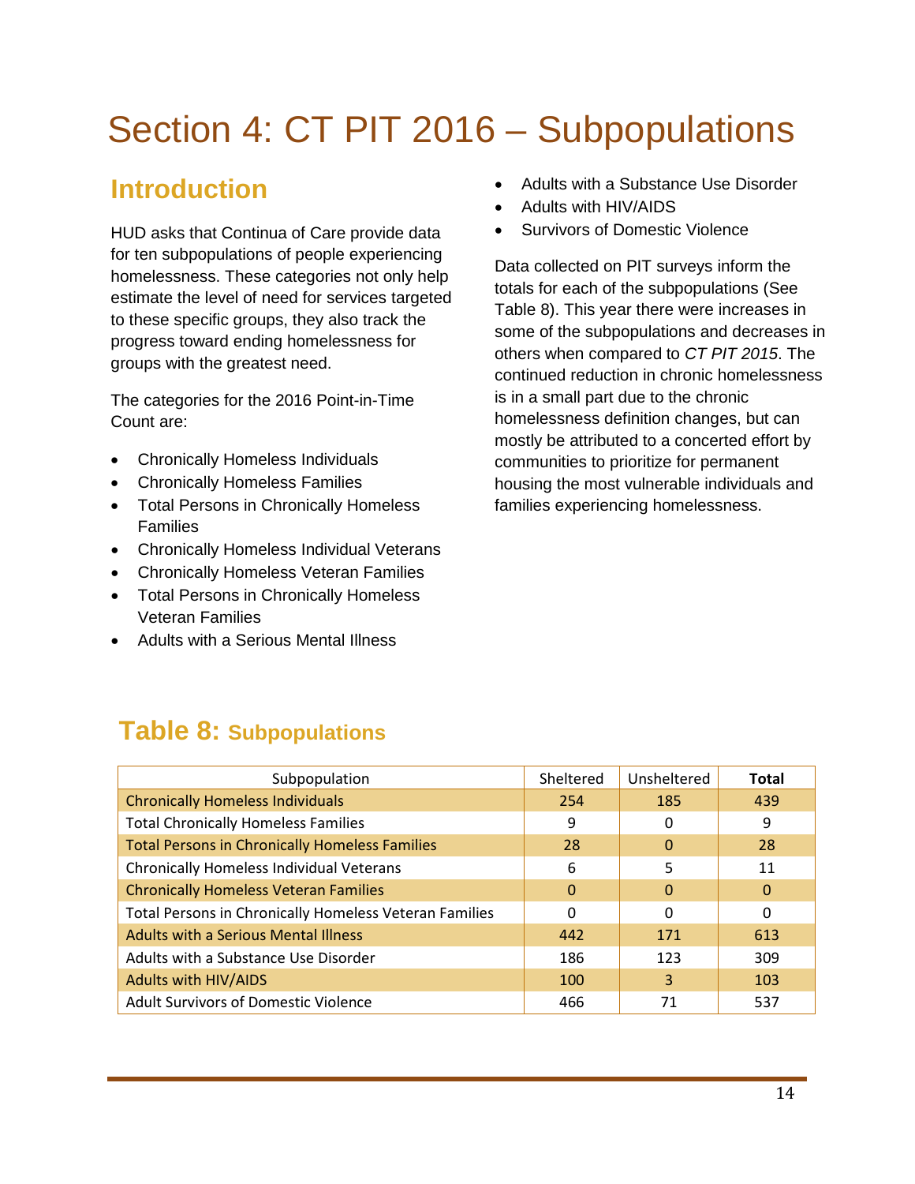# Section 4: CT PIT 2016 – Subpopulations

## Introduction

HUD asks that Continua of Care provide data for ten subpopulations of people experiencing homelessness. These categories not only help estimate the level of need for services targeted to these specific groups, they also track the progress toward ending homelessness for groups with the greatest need.

The categories for the 2016 Point-in-Time Count are:

- Chronically Homeless Individuals
- Chronically Homeless Families
- Total Persons in Chronically Homeless Families
- Chronically Homeless Individual Veterans
- Chronically Homeless Veteran Families
- Total Persons in Chronically Homeless Veteran Families
- Adults with a Serious Mental Illness
- Adults with a Substance Use Disorder
- Adults with HIV/AIDS
- Survivors of Domestic Violence

Data collected on PIT surveys inform the totals for each of the subpopulations (See Table 8). This year there were increases in some of the subpopulations and decreases in others when compared to *CT PIT 2015*. The continued reduction in chronic homelessness is in a small part due to the chronic homelessness definition changes, but can mostly be attributed to a concerted effort by communities to prioritize for permanent housing the most vulnerable individuals and families experiencing homelessness.

## Table 8: Subpopulations

| Subpopulation | Sheltered | Unsheltered | **Total** |
|---|---|---|---|
| Chronically Homeless Individuals | 254 | 185 | 439 |
| Total Chronically Homeless Families | 9 | 0 | 9 |
| Total Persons in Chronically Homeless Families | 28 | 0 | 28 |
| Chronically Homeless Individual Veterans | 6 | 5 | 11 |
| Chronically Homeless Veteran Families | 0 | 0 | 0 |
| Total Persons in Chronically Homeless Veteran Families | 0 | 0 | 0 |
| Adults with a Serious Mental Illness | 442 | 171 | 613 |
| Adults with a Substance Use Disorder | 186 | 123 | 309 |
| Adults with HIV/AIDS | 100 | 3 | 103 |
| Adult Survivors of Domestic Violence | 466 | 71 | 537 |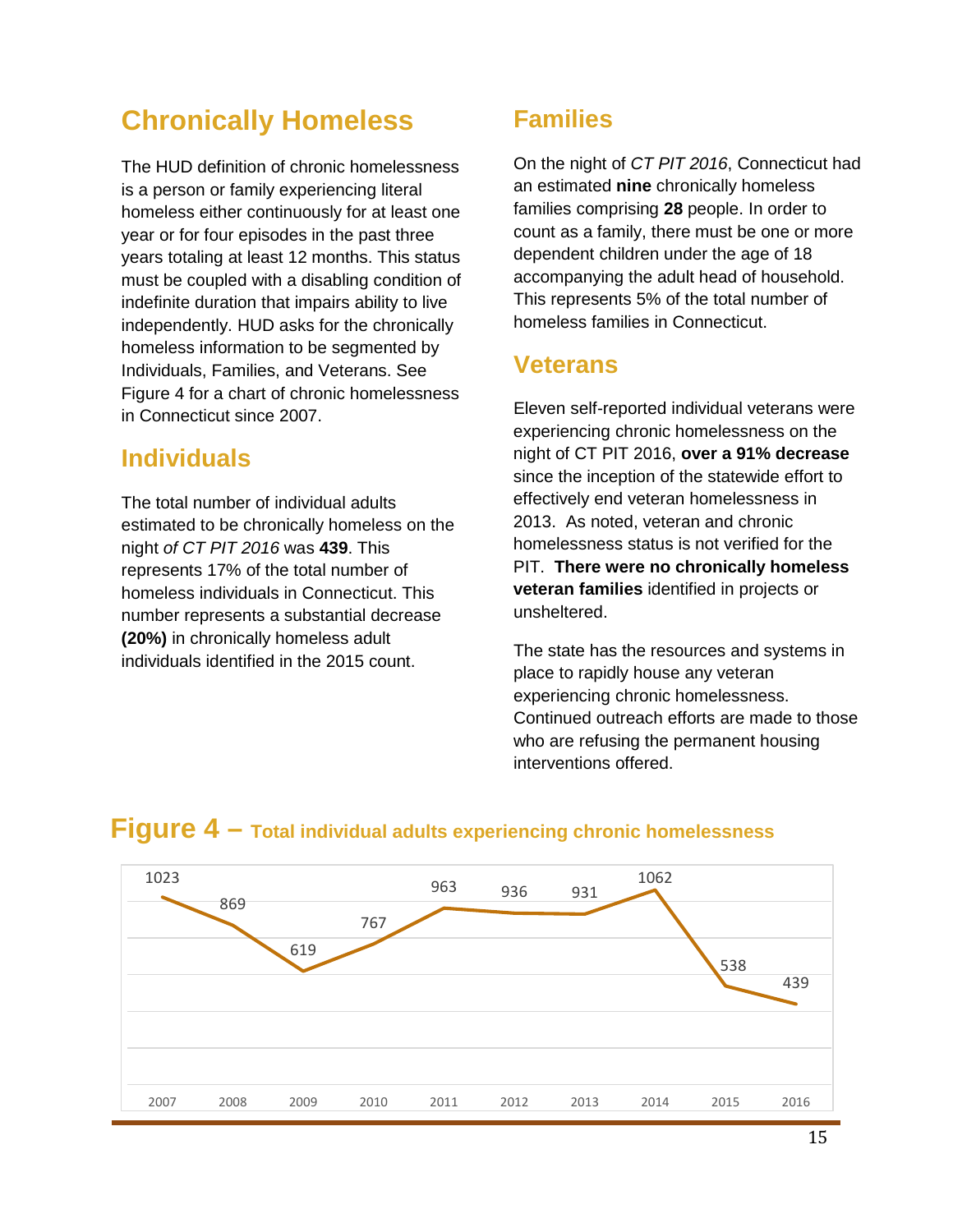## Chronically Homeless

The HUD definition of chronic homelessness is a person or family experiencing literal homeless either continuously for at least one year or for four episodes in the past three years totaling at least 12 months. This status must be coupled with a disabling condition of indefinite duration that impairs ability to live independently. HUD asks for the chronically homeless information to be segmented by Individuals, Families, and Veterans. See Figure 4 for a chart of chronic homelessness in Connecticut since 2007.

## Individuals

The total number of individual adults estimated to be chronically homeless on the night *of CT PIT 2016* was **439**. This represents 17% of the total number of homeless individuals in Connecticut. This number represents a substantial decrease **(20%)** in chronically homeless adult individuals identified in the 2015 count.

## Families

On the night of *CT PIT 2016*, Connecticut had an estimated **nine** chronically homeless families comprising **28** people. In order to count as a family, there must be one or more dependent children under the age of 18 accompanying the adult head of household. This represents 5% of the total number of homeless families in Connecticut.

## Veterans

Eleven self-reported individual veterans were experiencing chronic homelessness on the night of CT PIT 2016, **over a 91% decrease** since the inception of the statewide effort to effectively end veteran homelessness in 2013. As noted, veteran and chronic homelessness status is not verified for the PIT. **There were no chronically homeless veteran families** identified in projects or unsheltered.

The state has the resources and systems in place to rapidly house any veteran experiencing chronic homelessness. Continued outreach efforts are made to those who are refusing the permanent housing interventions offered.

## Figure 4 – Total individual adults experiencing chronic homelessness

| Year | 2007 | 2008 | 2009 | 2010 | 2011 | 2012 | 2013 | 2014 | 2015 | 2016 |
|---|---|---|---|---|---|---|---|---|---|---|
| Chronically homeless individual adults | 1023 | 869 | 619 | 767 | 963 | 936 | 931 | 1062 | 538 | 439 |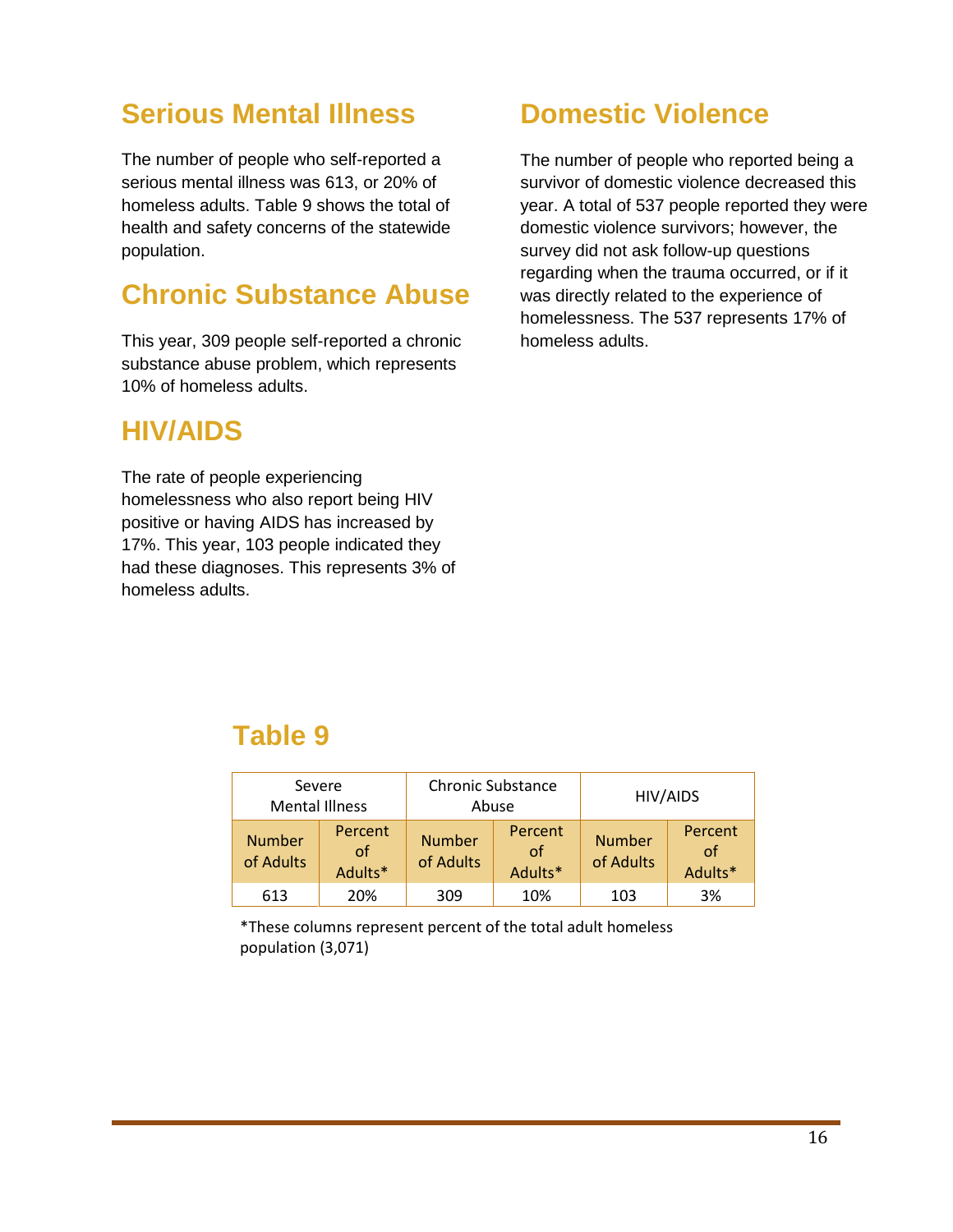## Serious Mental Illness

The number of people who self-reported a serious mental illness was 613, or 20% of homeless adults. Table 9 shows the total of health and safety concerns of the statewide population.

## Chronic Substance Abuse

This year, 309 people self-reported a chronic substance abuse problem, which represents 10% of homeless adults.

## HIV/AIDS

The rate of people experiencing homelessness who also report being HIV positive or having AIDS has increased by 17%. This year, 103 people indicated they had these diagnoses. This represents 3% of homeless adults.

## Domestic Violence

The number of people who reported being a survivor of domestic violence decreased this year. A total of 537 people reported they were domestic violence survivors; however, the survey did not ask follow-up questions regarding when the trauma occurred, or if it was directly related to the experience of homelessness. The 537 represents 17% of homeless adults.

## Table 9

| Severe Mental Illness | | Chronic Substance Abuse | | HIV/AIDS | |
|---|---|---|---|---|---|
| Number of Adults | Percent of Adults* | Number of Adults | Percent of Adults* | Number of Adults | Percent of Adults* |
| 613 | 20% | 309 | 10% | 103 | 3% |

*These columns represent percent of the total adult homeless population (3,071)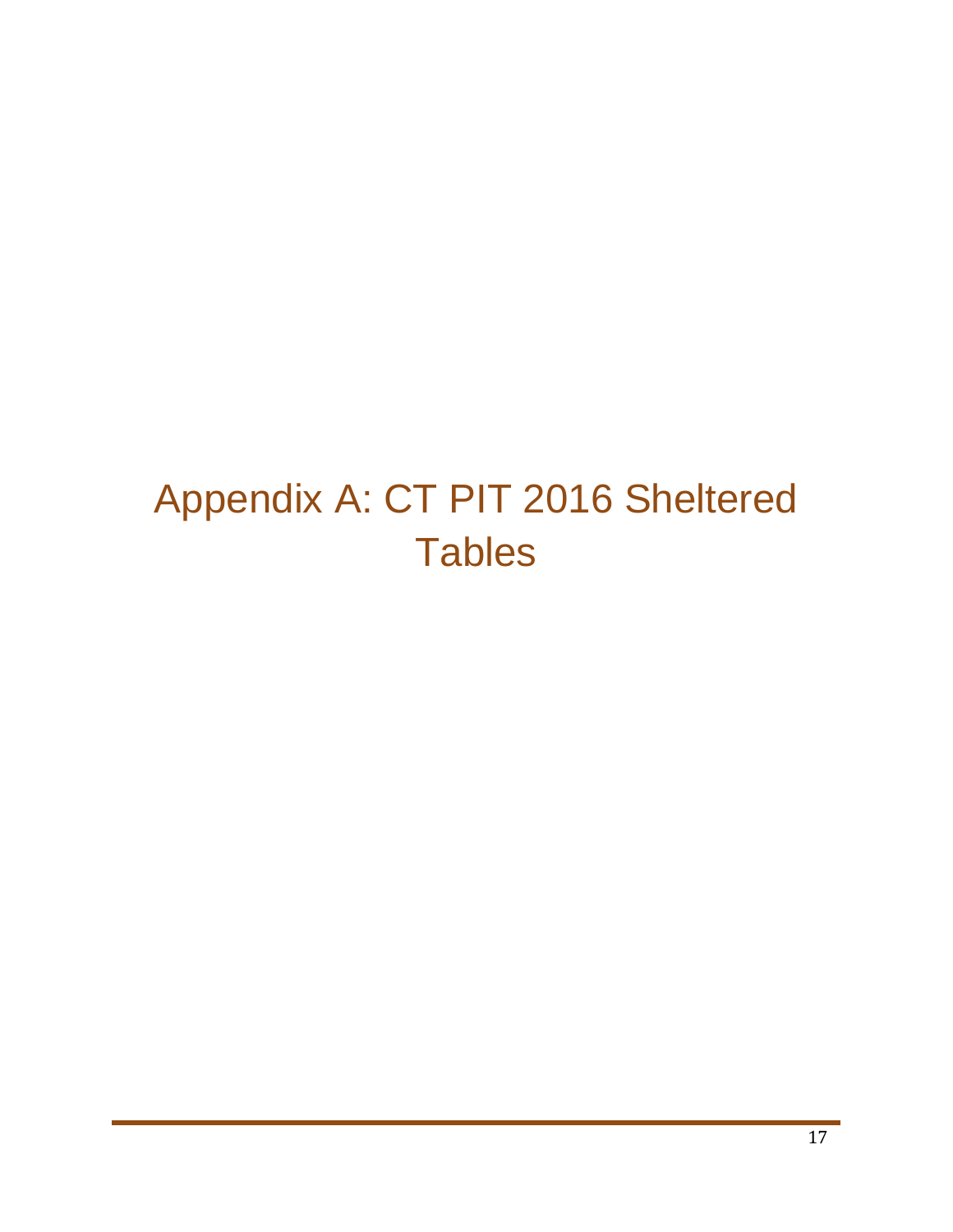# Appendix A: CT PIT 2016 Sheltered Tables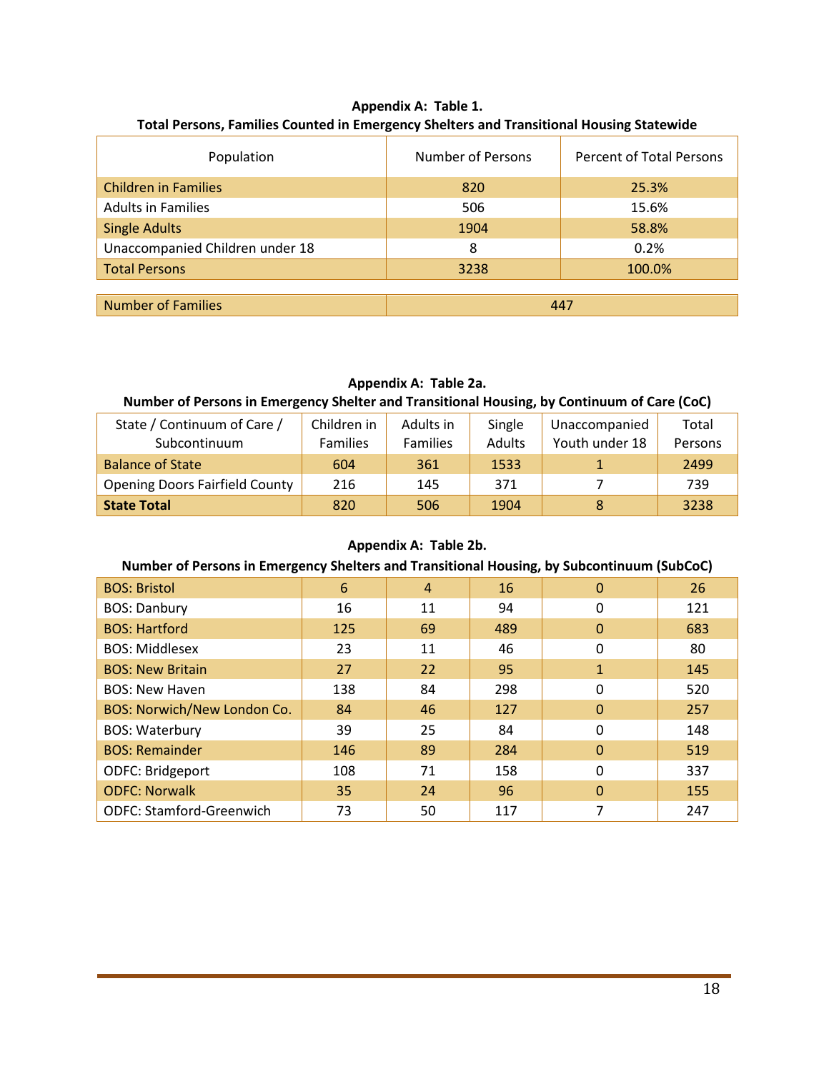**Appendix A: Table 1.**
**Total Persons, Families Counted in Emergency Shelters and Transitional Housing Statewide**

| Population | Number of Persons | Percent of Total Persons |
|---|---|---|
| Children in Families | 820 | 25.3% |
| Adults in Families | 506 | 15.6% |
| Single Adults | 1904 | 58.8% |
| Unaccompanied Children under 18 | 8 | 0.2% |
| Total Persons | 3238 | 100.0% |

| Number of Families | 447 |
|---|---|

**Appendix A: Table 2a.**
**Number of Persons in Emergency Shelter and Transitional Housing, by Continuum of Care (CoC)**

| State / Continuum of Care / Subcontinuum | Children in Families | Adults in Families | Single Adults | Unaccompanied Youth under 18 | Total Persons |
|---|---|---|---|---|---|
| Balance of State | 604 | 361 | 1533 | 1 | 2499 |
| Opening Doors Fairfield County | 216 | 145 | 371 | 7 | 739 |
| **State Total** | 820 | 506 | 1904 | 8 | 3238 |

**Appendix A: Table 2b.**
**Number of Persons in Emergency Shelters and Transitional Housing, by Subcontinuum (SubCoC)**

| State / Continuum of Care / Subcontinuum | Children in Families | Adults in Families | Single Adults | Unaccompanied Youth under 18 | Total Persons |
|---|---|---|---|---|---|
| BOS: Bristol | 6 | 4 | 16 | 0 | 26 |
| BOS: Danbury | 16 | 11 | 94 | 0 | 121 |
| BOS: Hartford | 125 | 69 | 489 | 0 | 683 |
| BOS: Middlesex | 23 | 11 | 46 | 0 | 80 |
| BOS: New Britain | 27 | 22 | 95 | 1 | 145 |
| BOS: New Haven | 138 | 84 | 298 | 0 | 520 |
| BOS: Norwich/New London Co. | 84 | 46 | 127 | 0 | 257 |
| BOS: Waterbury | 39 | 25 | 84 | 0 | 148 |
| BOS: Remainder | 146 | 89 | 284 | 0 | 519 |
| ODFC: Bridgeport | 108 | 71 | 158 | 0 | 337 |
| ODFC: Norwalk | 35 | 24 | 96 | 0 | 155 |
| ODFC: Stamford-Greenwich | 73 | 50 | 117 | 7 | 247 |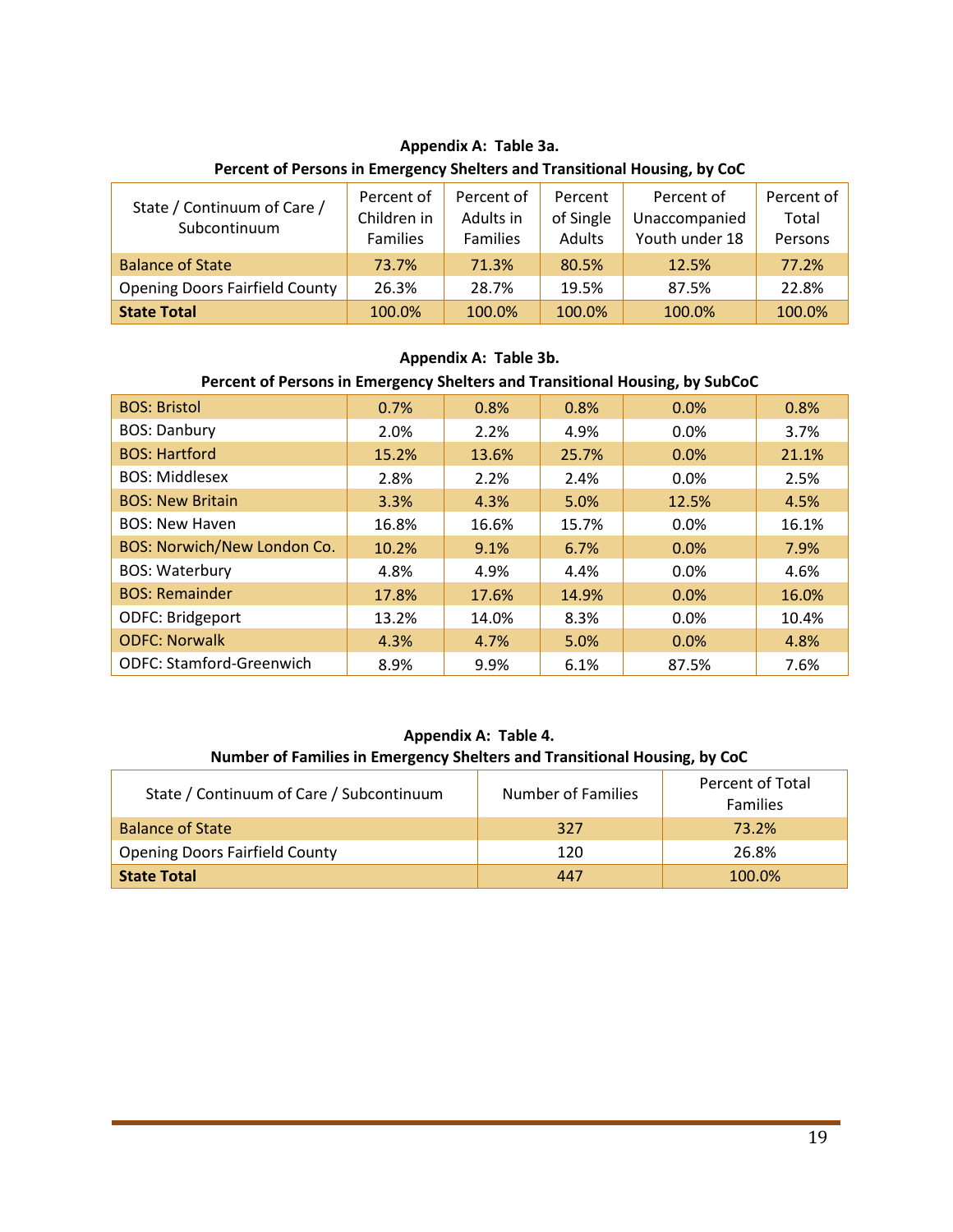**Appendix A: Table 3a.**

**Percent of Persons in Emergency Shelters and Transitional Housing, by CoC**

| State / Continuum of Care / Subcontinuum | Percent of Children in Families | Percent of Adults in Families | Percent of Single Adults | Percent of Unaccompanied Youth under 18 | Percent of Total Persons |
|---|---|---|---|---|---|
| Balance of State | 73.7% | 71.3% | 80.5% | 12.5% | 77.2% |
| Opening Doors Fairfield County | 26.3% | 28.7% | 19.5% | 87.5% | 22.8% |
| **State Total** | 100.0% | 100.0% | 100.0% | 100.0% | 100.0% |

**Appendix A: Table 3b.**

**Percent of Persons in Emergency Shelters and Transitional Housing, by SubCoC**

| State / Continuum of Care / Subcontinuum | Percent of Children in Families | Percent of Adults in Families | Percent of Single Adults | Percent of Unaccompanied Youth under 18 | Percent of Total Persons |
|---|---|---|---|---|---|
| BOS: Bristol | 0.7% | 0.8% | 0.8% | 0.0% | 0.8% |
| BOS: Danbury | 2.0% | 2.2% | 4.9% | 0.0% | 3.7% |
| BOS: Hartford | 15.2% | 13.6% | 25.7% | 0.0% | 21.1% |
| BOS: Middlesex | 2.8% | 2.2% | 2.4% | 0.0% | 2.5% |
| BOS: New Britain | 3.3% | 4.3% | 5.0% | 12.5% | 4.5% |
| BOS: New Haven | 16.8% | 16.6% | 15.7% | 0.0% | 16.1% |
| BOS: Norwich/New London Co. | 10.2% | 9.1% | 6.7% | 0.0% | 7.9% |
| BOS: Waterbury | 4.8% | 4.9% | 4.4% | 0.0% | 4.6% |
| BOS: Remainder | 17.8% | 17.6% | 14.9% | 0.0% | 16.0% |
| ODFC: Bridgeport | 13.2% | 14.0% | 8.3% | 0.0% | 10.4% |
| ODFC: Norwalk | 4.3% | 4.7% | 5.0% | 0.0% | 4.8% |
| ODFC: Stamford-Greenwich | 8.9% | 9.9% | 6.1% | 87.5% | 7.6% |

**Appendix A: Table 4.**

**Number of Families in Emergency Shelters and Transitional Housing, by CoC**

| State / Continuum of Care / Subcontinuum | Number of Families | Percent of Total Families |
|---|---|---|
| Balance of State | 327 | 73.2% |
| Opening Doors Fairfield County | 120 | 26.8% |
| **State Total** | 447 | 100.0% |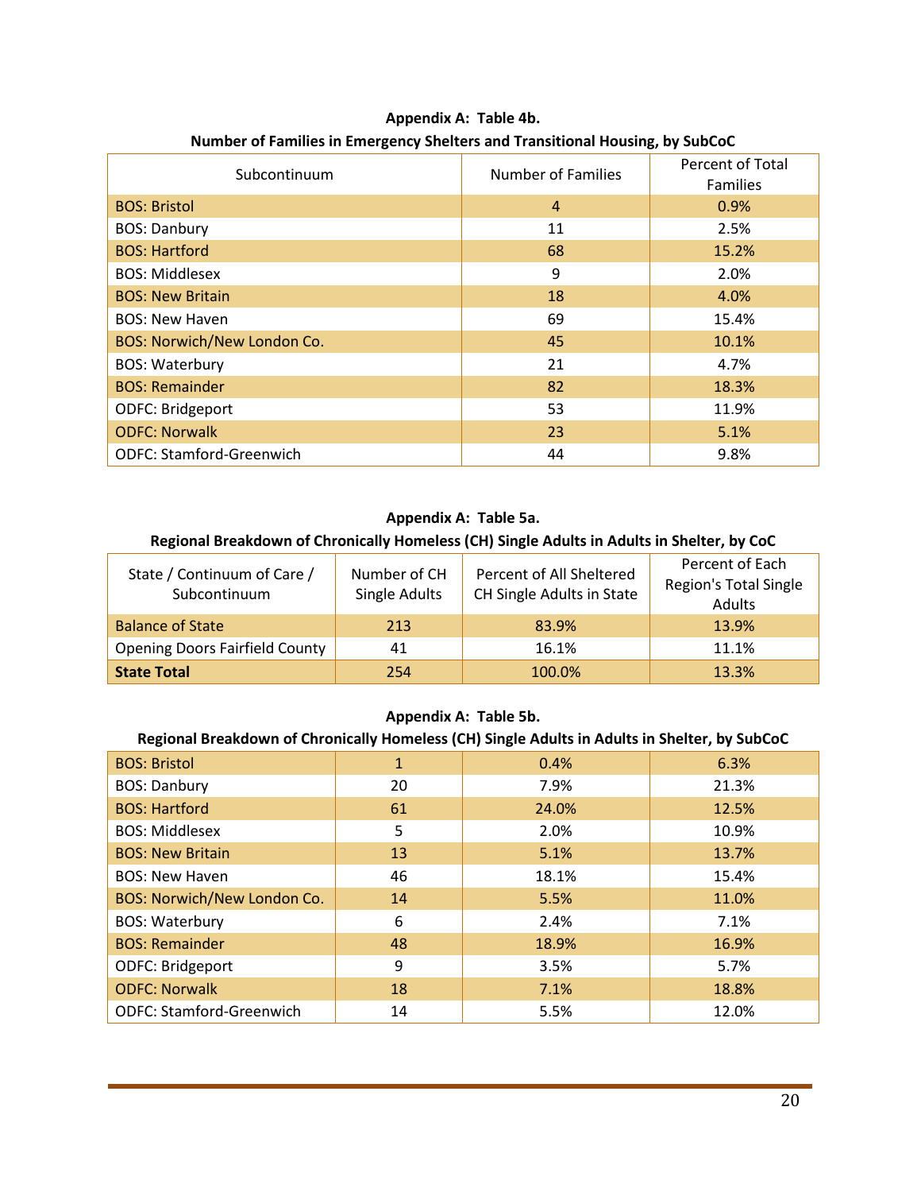**Appendix A: Table 4b.**
**Number of Families in Emergency Shelters and Transitional Housing, by SubCoC**

| Subcontinuum | Number of Families | Percent of Total Families |
|---|---|---|
| BOS: Bristol | 4 | 0.9% |
| BOS: Danbury | 11 | 2.5% |
| BOS: Hartford | 68 | 15.2% |
| BOS: Middlesex | 9 | 2.0% |
| BOS: New Britain | 18 | 4.0% |
| BOS: New Haven | 69 | 15.4% |
| BOS: Norwich/New London Co. | 45 | 10.1% |
| BOS: Waterbury | 21 | 4.7% |
| BOS: Remainder | 82 | 18.3% |
| ODFC: Bridgeport | 53 | 11.9% |
| ODFC: Norwalk | 23 | 5.1% |
| ODFC: Stamford-Greenwich | 44 | 9.8% |

**Appendix A: Table 5a.**
**Regional Breakdown of Chronically Homeless (CH) Single Adults in Adults in Shelter, by CoC**

| State / Continuum of Care / Subcontinuum | Number of CH Single Adults | Percent of All Sheltered CH Single Adults in State | Percent of Each Region's Total Single Adults |
|---|---|---|---|
| Balance of State | 213 | 83.9% | 13.9% |
| Opening Doors Fairfield County | 41 | 16.1% | 11.1% |
| **State Total** | 254 | 100.0% | 13.3% |

**Appendix A: Table 5b.**
**Regional Breakdown of Chronically Homeless (CH) Single Adults in Adults in Shelter, by SubCoC**

| | | | |
|---|---|---|---|
| BOS: Bristol | 1 | 0.4% | 6.3% |
| BOS: Danbury | 20 | 7.9% | 21.3% |
| BOS: Hartford | 61 | 24.0% | 12.5% |
| BOS: Middlesex | 5 | 2.0% | 10.9% |
| BOS: New Britain | 13 | 5.1% | 13.7% |
| BOS: New Haven | 46 | 18.1% | 15.4% |
| BOS: Norwich/New London Co. | 14 | 5.5% | 11.0% |
| BOS: Waterbury | 6 | 2.4% | 7.1% |
| BOS: Remainder | 48 | 18.9% | 16.9% |
| ODFC: Bridgeport | 9 | 3.5% | 5.7% |
| ODFC: Norwalk | 18 | 7.1% | 18.8% |
| ODFC: Stamford-Greenwich | 14 | 5.5% | 12.0% |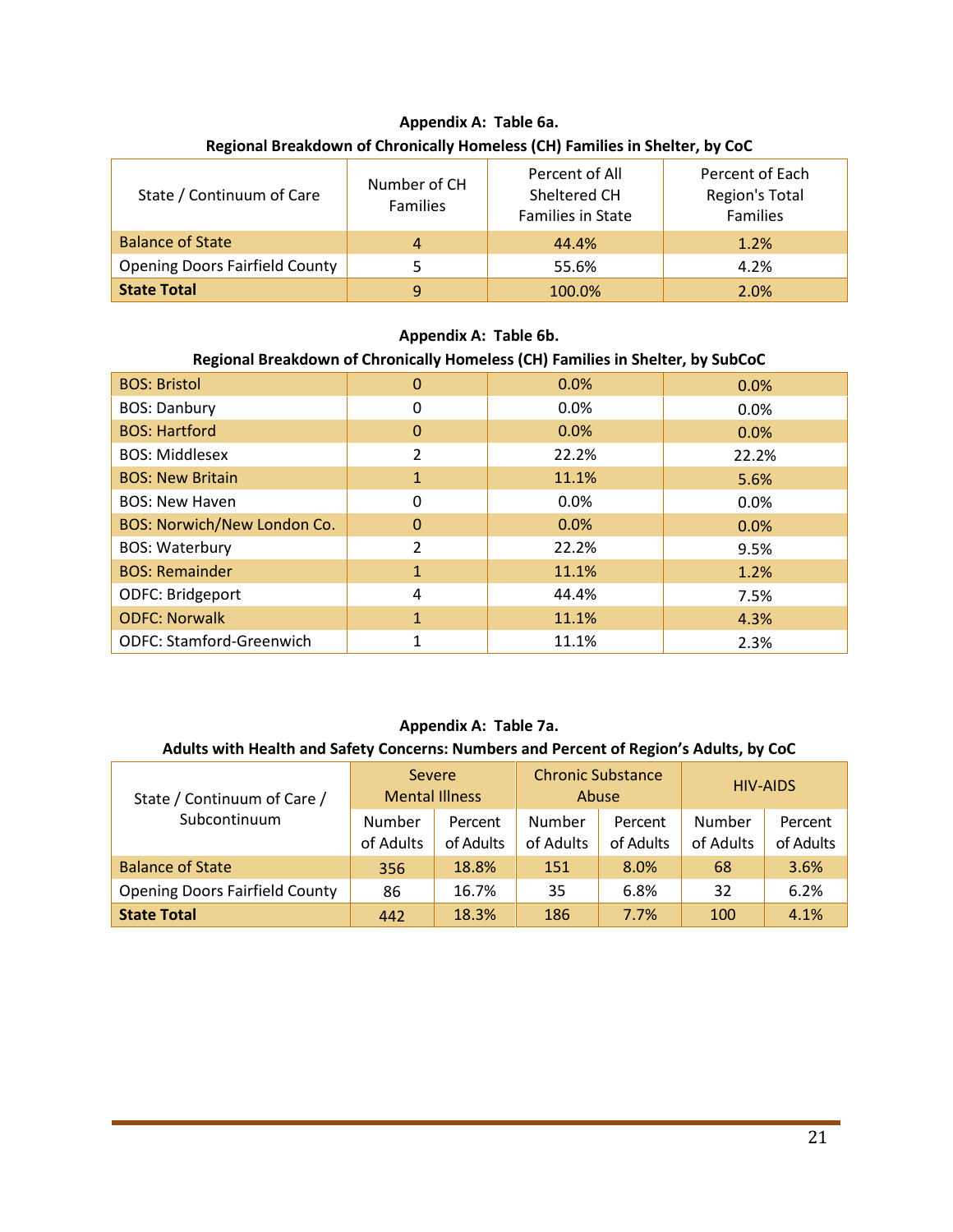**Appendix A: Table 6a.**
**Regional Breakdown of Chronically Homeless (CH) Families in Shelter, by CoC**

| State / Continuum of Care | Number of CH Families | Percent of All Sheltered CH Families in State | Percent of Each Region's Total Families |
|---|---|---|---|
| Balance of State | 4 | 44.4% | 1.2% |
| Opening Doors Fairfield County | 5 | 55.6% | 4.2% |
| **State Total** | 9 | 100.0% | 2.0% |

**Appendix A: Table 6b.**
**Regional Breakdown of Chronically Homeless (CH) Families in Shelter, by SubCoC**

| | | | |
|---|---|---|---|
| BOS: Bristol | 0 | 0.0% | 0.0% |
| BOS: Danbury | 0 | 0.0% | 0.0% |
| BOS: Hartford | 0 | 0.0% | 0.0% |
| BOS: Middlesex | 2 | 22.2% | 22.2% |
| BOS: New Britain | 1 | 11.1% | 5.6% |
| BOS: New Haven | 0 | 0.0% | 0.0% |
| BOS: Norwich/New London Co. | 0 | 0.0% | 0.0% |
| BOS: Waterbury | 2 | 22.2% | 9.5% |
| BOS: Remainder | 1 | 11.1% | 1.2% |
| ODFC: Bridgeport | 4 | 44.4% | 7.5% |
| ODFC: Norwalk | 1 | 11.1% | 4.3% |
| ODFC: Stamford-Greenwich | 1 | 11.1% | 2.3% |

**Appendix A: Table 7a.**
**Adults with Health and Safety Concerns: Numbers and Percent of Region's Adults, by CoC**

| State / Continuum of Care / Subcontinuum | Severe Mental Illness | | Chronic Substance Abuse | | HIV-AIDS | |
|---|---|---|---|---|---|---|
| | Number of Adults | Percent of Adults | Number of Adults | Percent of Adults | Number of Adults | Percent of Adults |
| Balance of State | 356 | 18.8% | 151 | 8.0% | 68 | 3.6% |
| Opening Doors Fairfield County | 86 | 16.7% | 35 | 6.8% | 32 | 6.2% |
| **State Total** | 442 | 18.3% | 186 | 7.7% | 100 | 4.1% |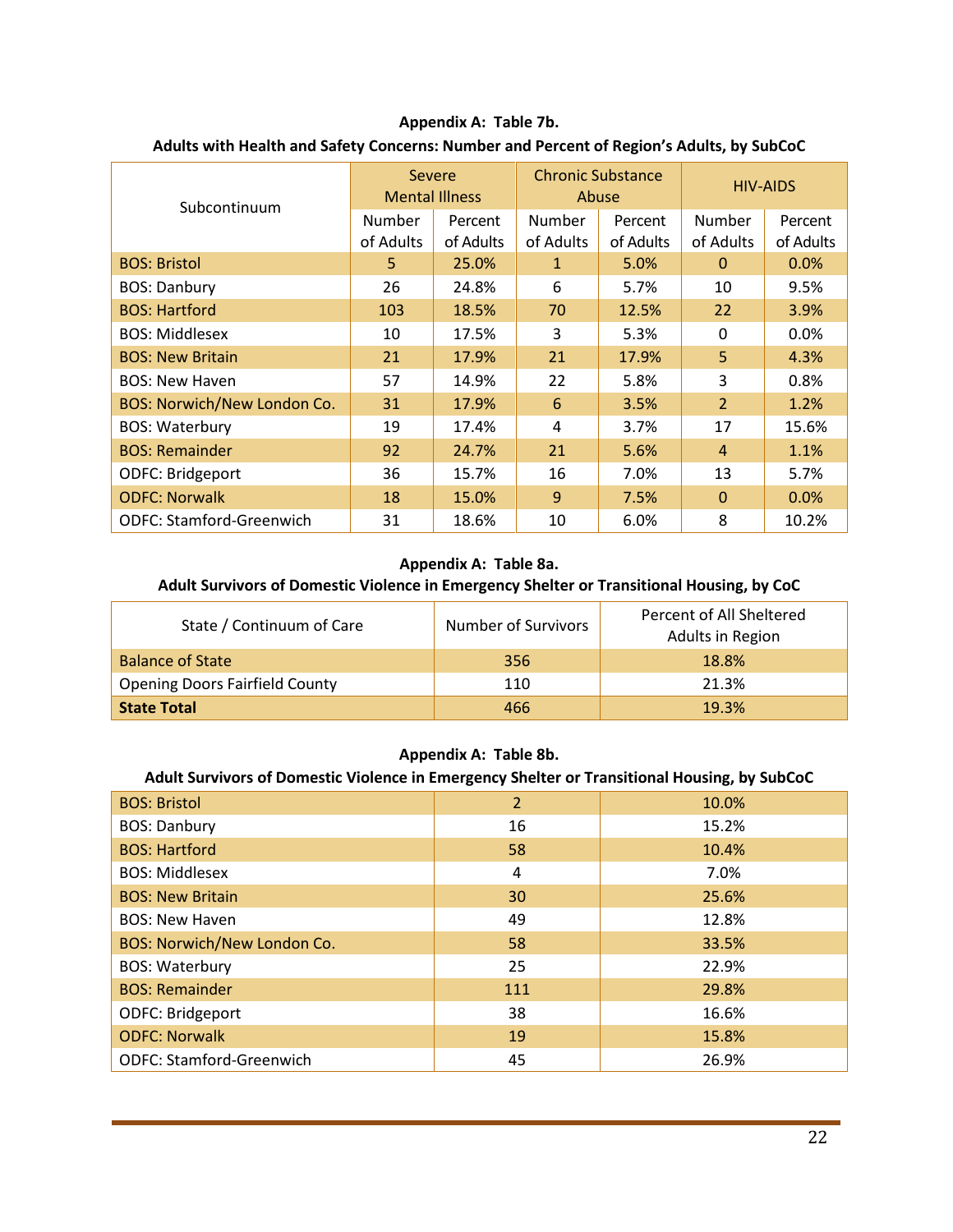**Appendix A: Table 7b.**
**Adults with Health and Safety Concerns: Number and Percent of Region's Adults, by SubCoC**

| Subcontinuum | Severe Mental Illness | | Chronic Substance Abuse | | HIV-AIDS | |
|---|---|---|---|---|---|---|
| | Number of Adults | Percent of Adults | Number of Adults | Percent of Adults | Number of Adults | Percent of Adults |
| BOS: Bristol | 5 | 25.0% | 1 | 5.0% | 0 | 0.0% |
| BOS: Danbury | 26 | 24.8% | 6 | 5.7% | 10 | 9.5% |
| BOS: Hartford | 103 | 18.5% | 70 | 12.5% | 22 | 3.9% |
| BOS: Middlesex | 10 | 17.5% | 3 | 5.3% | 0 | 0.0% |
| BOS: New Britain | 21 | 17.9% | 21 | 17.9% | 5 | 4.3% |
| BOS: New Haven | 57 | 14.9% | 22 | 5.8% | 3 | 0.8% |
| BOS: Norwich/New London Co. | 31 | 17.9% | 6 | 3.5% | 2 | 1.2% |
| BOS: Waterbury | 19 | 17.4% | 4 | 3.7% | 17 | 15.6% |
| BOS: Remainder | 92 | 24.7% | 21 | 5.6% | 4 | 1.1% |
| ODFC: Bridgeport | 36 | 15.7% | 16 | 7.0% | 13 | 5.7% |
| ODFC: Norwalk | 18 | 15.0% | 9 | 7.5% | 0 | 0.0% |
| ODFC: Stamford-Greenwich | 31 | 18.6% | 10 | 6.0% | 8 | 10.2% |

**Appendix A: Table 8a.**
**Adult Survivors of Domestic Violence in Emergency Shelter or Transitional Housing, by CoC**

| State / Continuum of Care | Number of Survivors | Percent of All Sheltered Adults in Region |
|---|---|---|
| Balance of State | 356 | 18.8% |
| Opening Doors Fairfield County | 110 | 21.3% |
| **State Total** | 466 | 19.3% |

**Appendix A: Table 8b.**
**Adult Survivors of Domestic Violence in Emergency Shelter or Transitional Housing, by SubCoC**

| | | |
|---|---|---|
| BOS: Bristol | 2 | 10.0% |
| BOS: Danbury | 16 | 15.2% |
| BOS: Hartford | 58 | 10.4% |
| BOS: Middlesex | 4 | 7.0% |
| BOS: New Britain | 30 | 25.6% |
| BOS: New Haven | 49 | 12.8% |
| BOS: Norwich/New London Co. | 58 | 33.5% |
| BOS: Waterbury | 25 | 22.9% |
| BOS: Remainder | 111 | 29.8% |
| ODFC: Bridgeport | 38 | 16.6% |
| ODFC: Norwalk | 19 | 15.8% |
| ODFC: Stamford-Greenwich | 45 | 26.9% |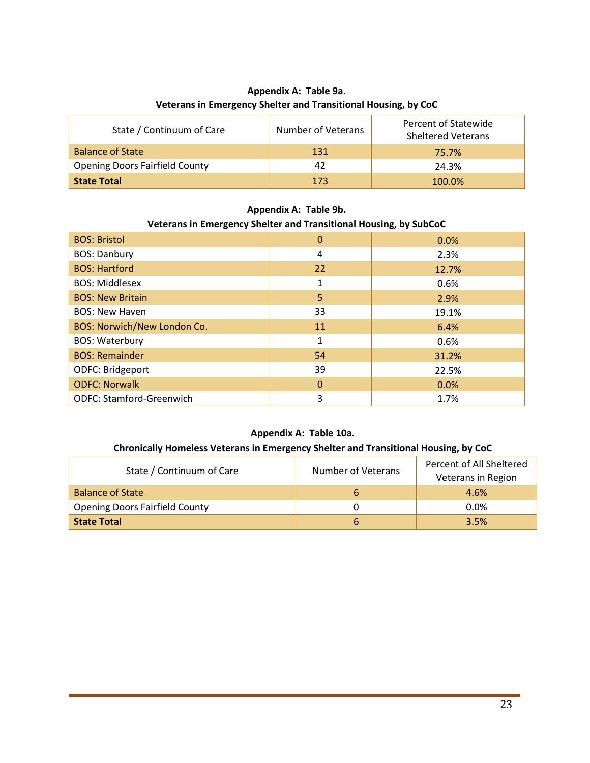**Appendix A: Table 9a.**
**Veterans in Emergency Shelter and Transitional Housing, by CoC**

| State / Continuum of Care | Number of Veterans | Percent of Statewide Sheltered Veterans |
|---|---|---|
| Balance of State | 131 | 75.7% |
| Opening Doors Fairfield County | 42 | 24.3% |
| **State Total** | 173 | 100.0% |

**Appendix A: Table 9b.**
**Veterans in Emergency Shelter and Transitional Housing, by SubCoC**

| SubCoC | Number of Veterans | Percent of Statewide Sheltered Veterans |
|---|---|---|
| BOS: Bristol | 0 | 0.0% |
| BOS: Danbury | 4 | 2.3% |
| BOS: Hartford | 22 | 12.7% |
| BOS: Middlesex | 1 | 0.6% |
| BOS: New Britain | 5 | 2.9% |
| BOS: New Haven | 33 | 19.1% |
| BOS: Norwich/New London Co. | 11 | 6.4% |
| BOS: Waterbury | 1 | 0.6% |
| BOS: Remainder | 54 | 31.2% |
| ODFC: Bridgeport | 39 | 22.5% |
| ODFC: Norwalk | 0 | 0.0% |
| ODFC: Stamford-Greenwich | 3 | 1.7% |

**Appendix A: Table 10a.**
**Chronically Homeless Veterans in Emergency Shelter and Transitional Housing, by CoC**

| State / Continuum of Care | Number of Veterans | Percent of All Sheltered Veterans in Region |
|---|---|---|
| Balance of State | 6 | 4.6% |
| Opening Doors Fairfield County | 0 | 0.0% |
| **State Total** | 6 | 3.5% |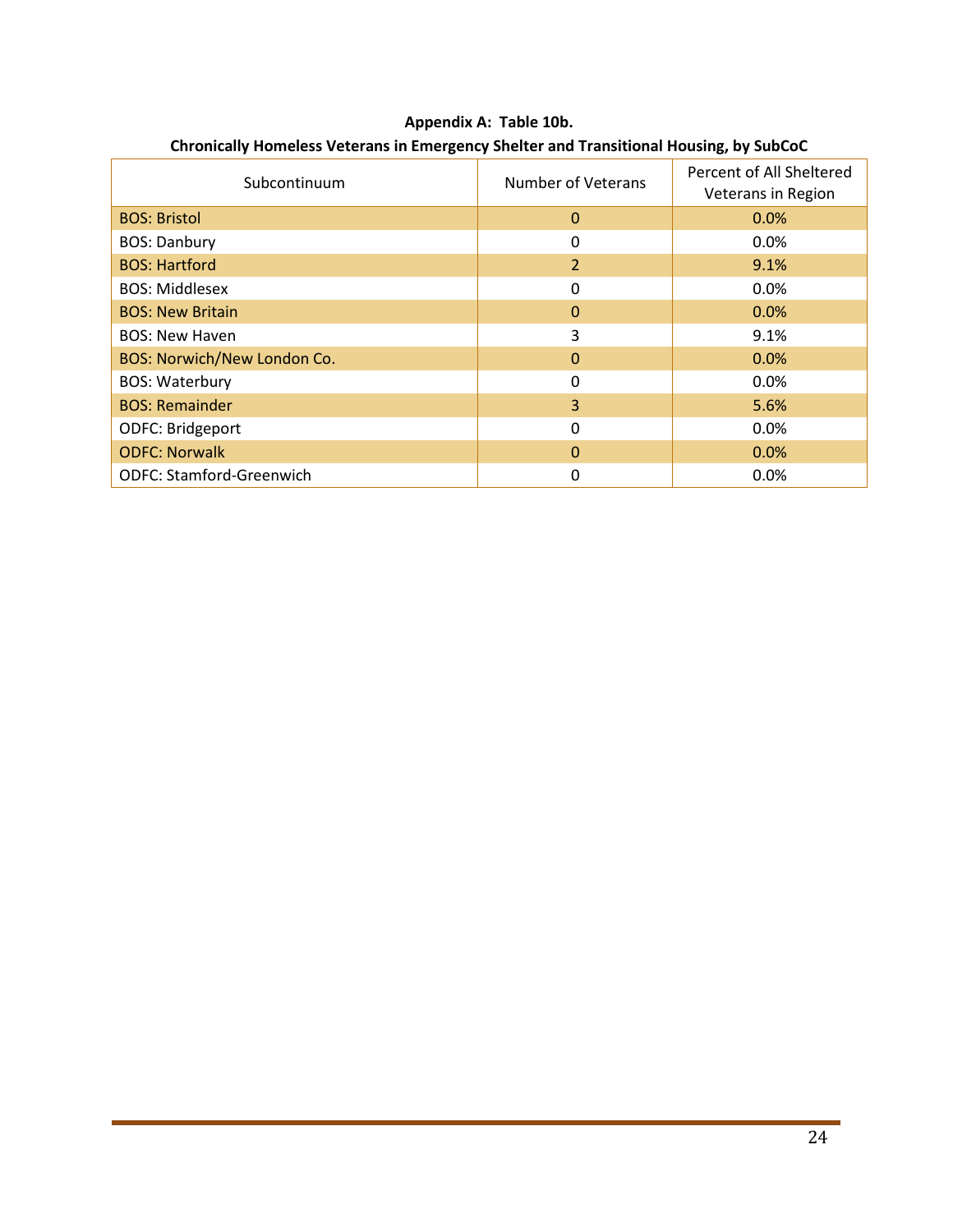**Appendix A: Table 10b.**
**Chronically Homeless Veterans in Emergency Shelter and Transitional Housing, by SubCoC**

| Subcontinuum | Number of Veterans | Percent of All Sheltered Veterans in Region |
|---|---|---|
| BOS: Bristol | 0 | 0.0% |
| BOS: Danbury | 0 | 0.0% |
| BOS: Hartford | 2 | 9.1% |
| BOS: Middlesex | 0 | 0.0% |
| BOS: New Britain | 0 | 0.0% |
| BOS: New Haven | 3 | 9.1% |
| BOS: Norwich/New London Co. | 0 | 0.0% |
| BOS: Waterbury | 0 | 0.0% |
| BOS: Remainder | 3 | 5.6% |
| ODFC: Bridgeport | 0 | 0.0% |
| ODFC: Norwalk | 0 | 0.0% |
| ODFC: Stamford-Greenwich | 0 | 0.0% |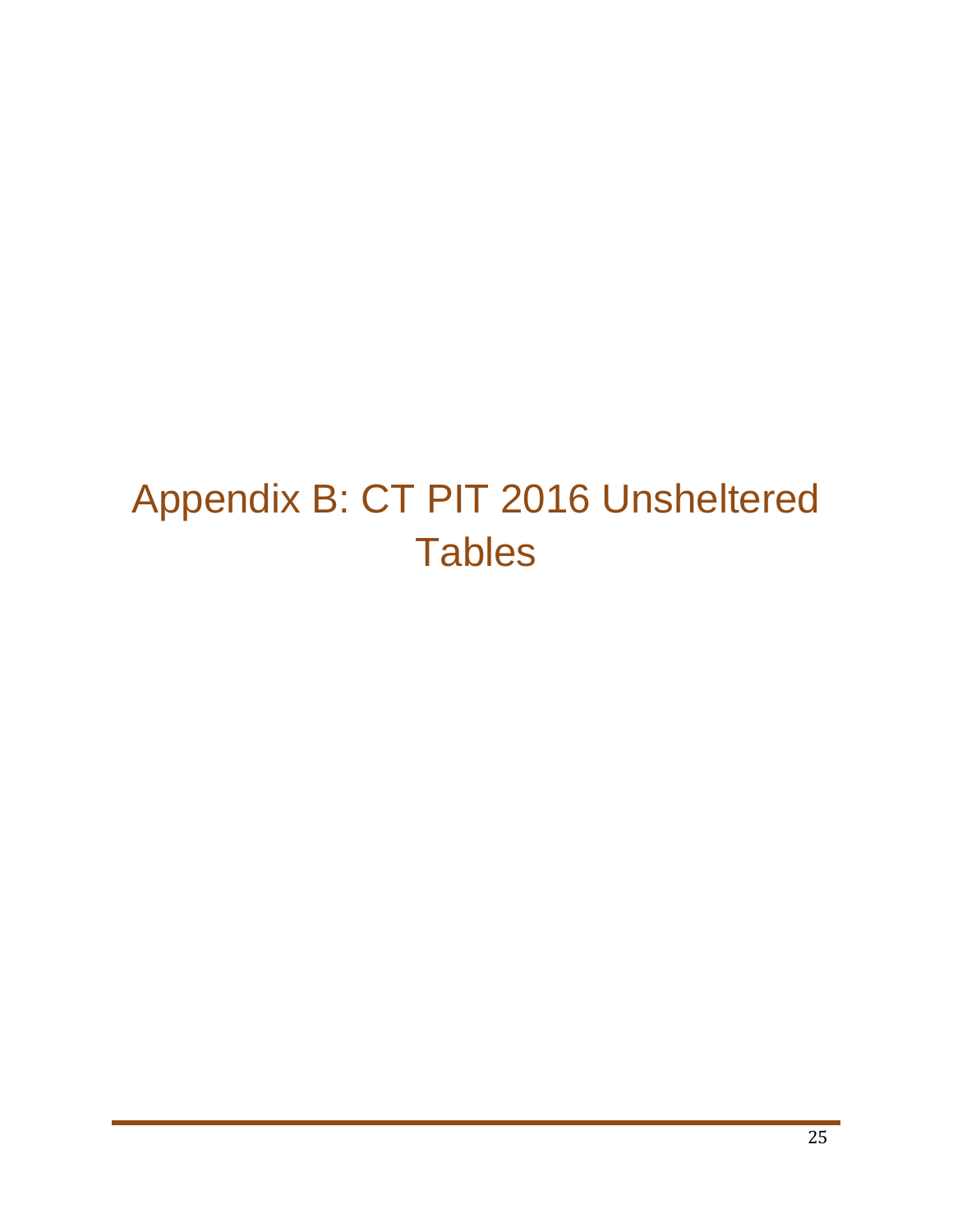# Appendix B: CT PIT 2016 Unsheltered Tables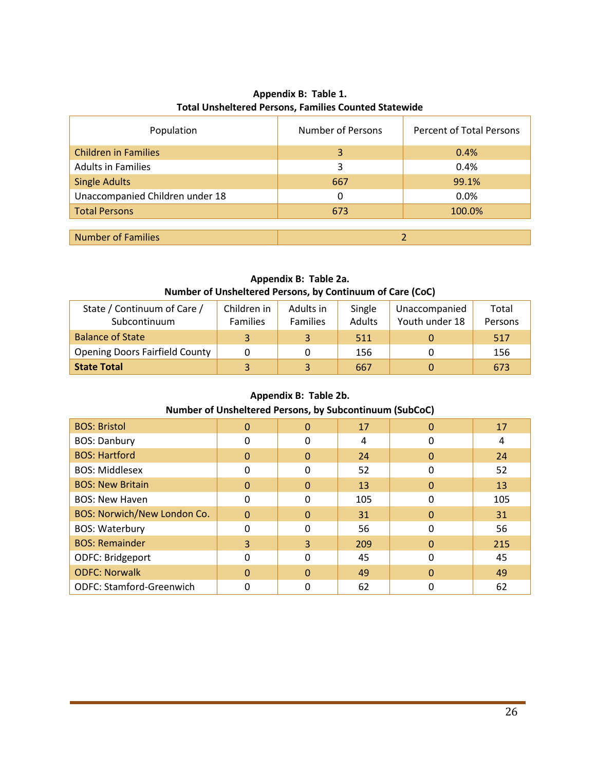**Appendix B: Table 1.**
**Total Unsheltered Persons, Families Counted Statewide**

| Population | Number of Persons | Percent of Total Persons |
|---|---|---|
| Children in Families | 3 | 0.4% |
| Adults in Families | 3 | 0.4% |
| Single Adults | 667 | 99.1% |
| Unaccompanied Children under 18 | 0 | 0.0% |
| Total Persons | 673 | 100.0% |

| Number of Families | 2 |
|---|---|

**Appendix B: Table 2a.**
**Number of Unsheltered Persons, by Continuum of Care (CoC)**

| State / Continuum of Care / Subcontinuum | Children in Families | Adults in Families | Single Adults | Unaccompanied Youth under 18 | Total Persons |
|---|---|---|---|---|---|
| Balance of State | 3 | 3 | 511 | 0 | 517 |
| Opening Doors Fairfield County | 0 | 0 | 156 | 0 | 156 |
| **State Total** | 3 | 3 | 667 | 0 | 673 |

**Appendix B: Table 2b.**
**Number of Unsheltered Persons, by Subcontinuum (SubCoC)**

| State / Continuum of Care / Subcontinuum | Children in Families | Adults in Families | Single Adults | Unaccompanied Youth under 18 | Total Persons |
|---|---|---|---|---|---|
| BOS: Bristol | 0 | 0 | 17 | 0 | 17 |
| BOS: Danbury | 0 | 0 | 4 | 0 | 4 |
| BOS: Hartford | 0 | 0 | 24 | 0 | 24 |
| BOS: Middlesex | 0 | 0 | 52 | 0 | 52 |
| BOS: New Britain | 0 | 0 | 13 | 0 | 13 |
| BOS: New Haven | 0 | 0 | 105 | 0 | 105 |
| BOS: Norwich/New London Co. | 0 | 0 | 31 | 0 | 31 |
| BOS: Waterbury | 0 | 0 | 56 | 0 | 56 |
| BOS: Remainder | 3 | 3 | 209 | 0 | 215 |
| ODFC: Bridgeport | 0 | 0 | 45 | 0 | 45 |
| ODFC: Norwalk | 0 | 0 | 49 | 0 | 49 |
| ODFC: Stamford-Greenwich | 0 | 0 | 62 | 0 | 62 |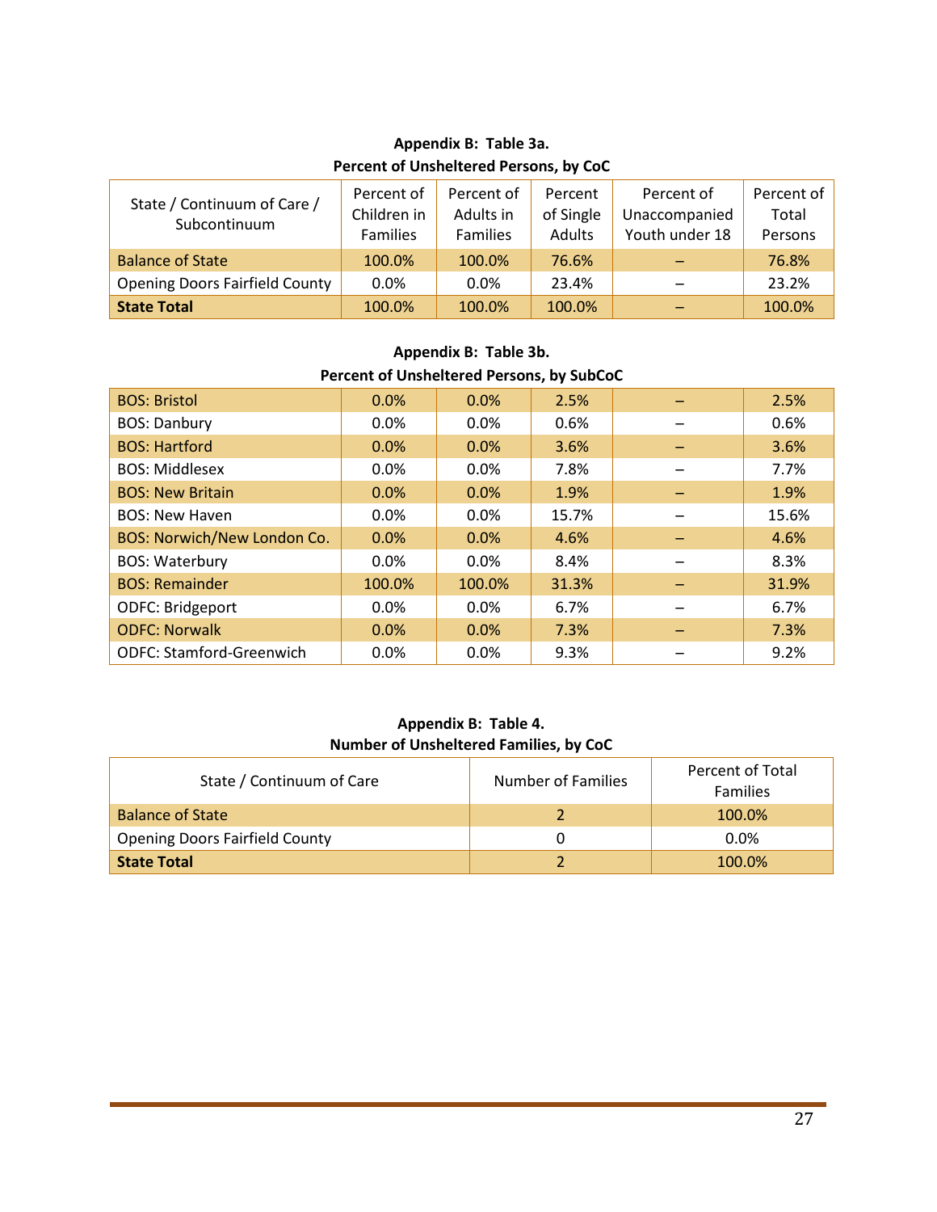**Appendix B: Table 3a.**
**Percent of Unsheltered Persons, by CoC**

| State / Continuum of Care / Subcontinuum | Percent of Children in Families | Percent of Adults in Families | Percent of Single Adults | Percent of Unaccompanied Youth under 18 | Percent of Total Persons |
|---|---|---|---|---|---|
| Balance of State | 100.0% | 100.0% | 76.6% | – | 76.8% |
| Opening Doors Fairfield County | 0.0% | 0.0% | 23.4% | – | 23.2% |
| **State Total** | 100.0% | 100.0% | 100.0% | – | 100.0% |

**Appendix B: Table 3b.**
**Percent of Unsheltered Persons, by SubCoC**

| State / Continuum of Care / Subcontinuum | Percent of Children in Families | Percent of Adults in Families | Percent of Single Adults | Percent of Unaccompanied Youth under 18 | Percent of Total Persons |
|---|---|---|---|---|---|
| BOS: Bristol | 0.0% | 0.0% | 2.5% | – | 2.5% |
| BOS: Danbury | 0.0% | 0.0% | 0.6% | – | 0.6% |
| BOS: Hartford | 0.0% | 0.0% | 3.6% | – | 3.6% |
| BOS: Middlesex | 0.0% | 0.0% | 7.8% | – | 7.7% |
| BOS: New Britain | 0.0% | 0.0% | 1.9% | – | 1.9% |
| BOS: New Haven | 0.0% | 0.0% | 15.7% | – | 15.6% |
| BOS: Norwich/New London Co. | 0.0% | 0.0% | 4.6% | – | 4.6% |
| BOS: Waterbury | 0.0% | 0.0% | 8.4% | – | 8.3% |
| BOS: Remainder | 100.0% | 100.0% | 31.3% | – | 31.9% |
| ODFC: Bridgeport | 0.0% | 0.0% | 6.7% | – | 6.7% |
| ODFC: Norwalk | 0.0% | 0.0% | 7.3% | – | 7.3% |
| ODFC: Stamford-Greenwich | 0.0% | 0.0% | 9.3% | – | 9.2% |

**Appendix B: Table 4.**
**Number of Unsheltered Families, by CoC**

| State / Continuum of Care | Number of Families | Percent of Total Families |
|---|---|---|
| Balance of State | 2 | 100.0% |
| Opening Doors Fairfield County | 0 | 0.0% |
| **State Total** | 2 | 100.0% |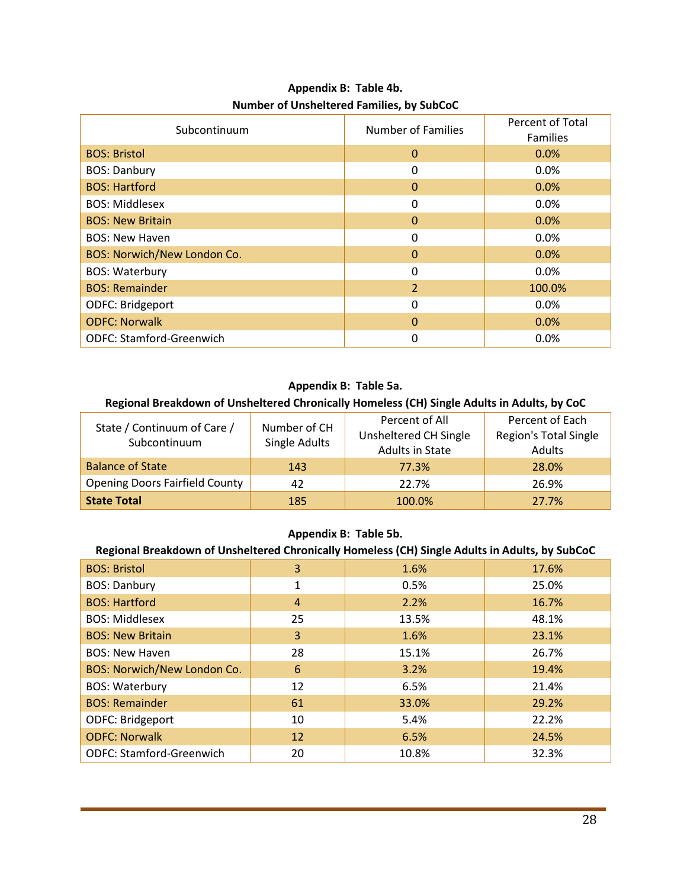**Appendix B: Table 4b.**
**Number of Unsheltered Families, by SubCoC**

| Subcontinuum | Number of Families | Percent of Total Families |
|---|---|---|
| BOS: Bristol | 0 | 0.0% |
| BOS: Danbury | 0 | 0.0% |
| BOS: Hartford | 0 | 0.0% |
| BOS: Middlesex | 0 | 0.0% |
| BOS: New Britain | 0 | 0.0% |
| BOS: New Haven | 0 | 0.0% |
| BOS: Norwich/New London Co. | 0 | 0.0% |
| BOS: Waterbury | 0 | 0.0% |
| BOS: Remainder | 2 | 100.0% |
| ODFC: Bridgeport | 0 | 0.0% |
| ODFC: Norwalk | 0 | 0.0% |
| ODFC: Stamford-Greenwich | 0 | 0.0% |

**Appendix B: Table 5a.**
**Regional Breakdown of Unsheltered Chronically Homeless (CH) Single Adults in Adults, by CoC**

| State / Continuum of Care / Subcontinuum | Number of CH Single Adults | Percent of All Unsheltered CH Single Adults in State | Percent of Each Region's Total Single Adults |
|---|---|---|---|
| Balance of State | 143 | 77.3% | 28.0% |
| Opening Doors Fairfield County | 42 | 22.7% | 26.9% |
| **State Total** | 185 | 100.0% | 27.7% |

**Appendix B: Table 5b.**
**Regional Breakdown of Unsheltered Chronically Homeless (CH) Single Adults in Adults, by SubCoC**

| BOS: Bristol | 3 | 1.6% | 17.6% |
|---|---|---|---|
| BOS: Danbury | 1 | 0.5% | 25.0% |
| BOS: Hartford | 4 | 2.2% | 16.7% |
| BOS: Middlesex | 25 | 13.5% | 48.1% |
| BOS: New Britain | 3 | 1.6% | 23.1% |
| BOS: New Haven | 28 | 15.1% | 26.7% |
| BOS: Norwich/New London Co. | 6 | 3.2% | 19.4% |
| BOS: Waterbury | 12 | 6.5% | 21.4% |
| BOS: Remainder | 61 | 33.0% | 29.2% |
| ODFC: Bridgeport | 10 | 5.4% | 22.2% |
| ODFC: Norwalk | 12 | 6.5% | 24.5% |
| ODFC: Stamford-Greenwich | 20 | 10.8% | 32.3% |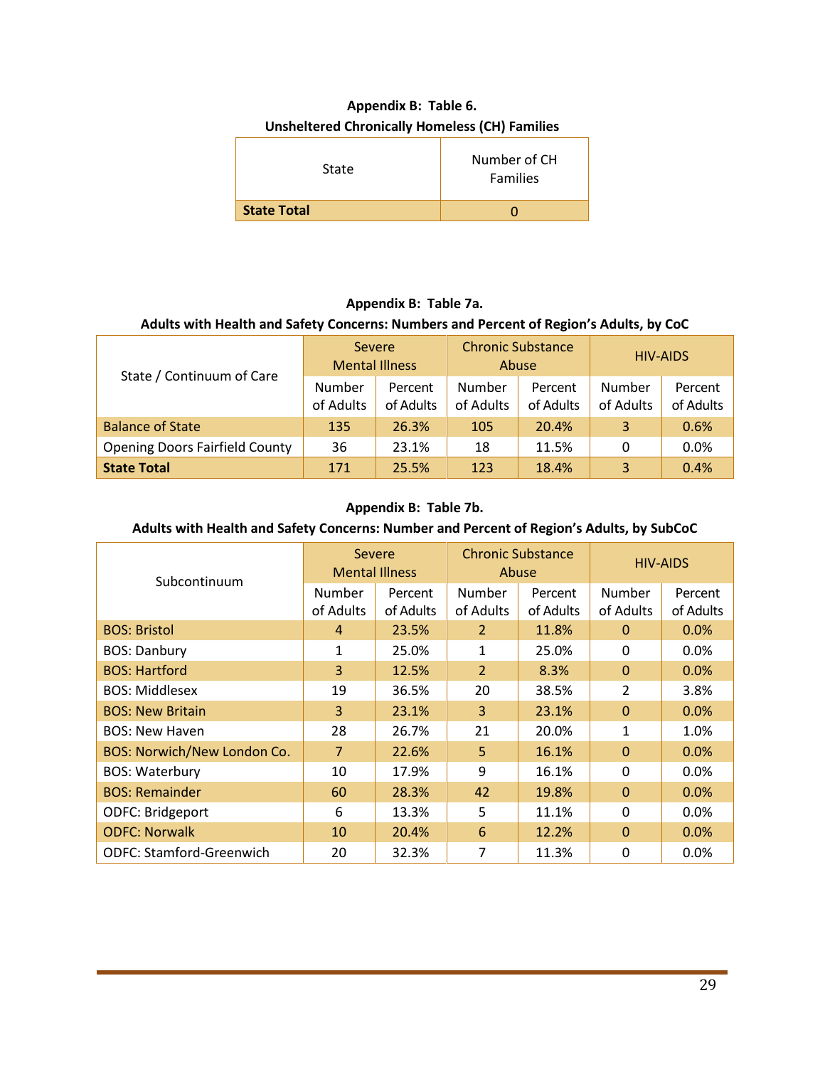**Appendix B: Table 6.**
**Unsheltered Chronically Homeless (CH) Families**

| State | Number of CH Families |
|---|---|
| **State Total** | 0 |

**Appendix B: Table 7a.**
**Adults with Health and Safety Concerns: Numbers and Percent of Region's Adults, by CoC**

| State / Continuum of Care | Severe Mental Illness | | Chronic Substance Abuse | | HIV-AIDS | |
|---|---|---|---|---|---|---|
| | Number of Adults | Percent of Adults | Number of Adults | Percent of Adults | Number of Adults | Percent of Adults |
| Balance of State | 135 | 26.3% | 105 | 20.4% | 3 | 0.6% |
| Opening Doors Fairfield County | 36 | 23.1% | 18 | 11.5% | 0 | 0.0% |
| **State Total** | 171 | 25.5% | 123 | 18.4% | 3 | 0.4% |

**Appendix B: Table 7b.**
**Adults with Health and Safety Concerns: Number and Percent of Region's Adults, by SubCoC**

| Subcontinuum | Severe Mental Illness | | Chronic Substance Abuse | | HIV-AIDS | |
|---|---|---|---|---|---|---|
| | Number of Adults | Percent of Adults | Number of Adults | Percent of Adults | Number of Adults | Percent of Adults |
| BOS: Bristol | 4 | 23.5% | 2 | 11.8% | 0 | 0.0% |
| BOS: Danbury | 1 | 25.0% | 1 | 25.0% | 0 | 0.0% |
| BOS: Hartford | 3 | 12.5% | 2 | 8.3% | 0 | 0.0% |
| BOS: Middlesex | 19 | 36.5% | 20 | 38.5% | 2 | 3.8% |
| BOS: New Britain | 3 | 23.1% | 3 | 23.1% | 0 | 0.0% |
| BOS: New Haven | 28 | 26.7% | 21 | 20.0% | 1 | 1.0% |
| BOS: Norwich/New London Co. | 7 | 22.6% | 5 | 16.1% | 0 | 0.0% |
| BOS: Waterbury | 10 | 17.9% | 9 | 16.1% | 0 | 0.0% |
| BOS: Remainder | 60 | 28.3% | 42 | 19.8% | 0 | 0.0% |
| ODFC: Bridgeport | 6 | 13.3% | 5 | 11.1% | 0 | 0.0% |
| ODFC: Norwalk | 10 | 20.4% | 6 | 12.2% | 0 | 0.0% |
| ODFC: Stamford-Greenwich | 20 | 32.3% | 7 | 11.3% | 0 | 0.0% |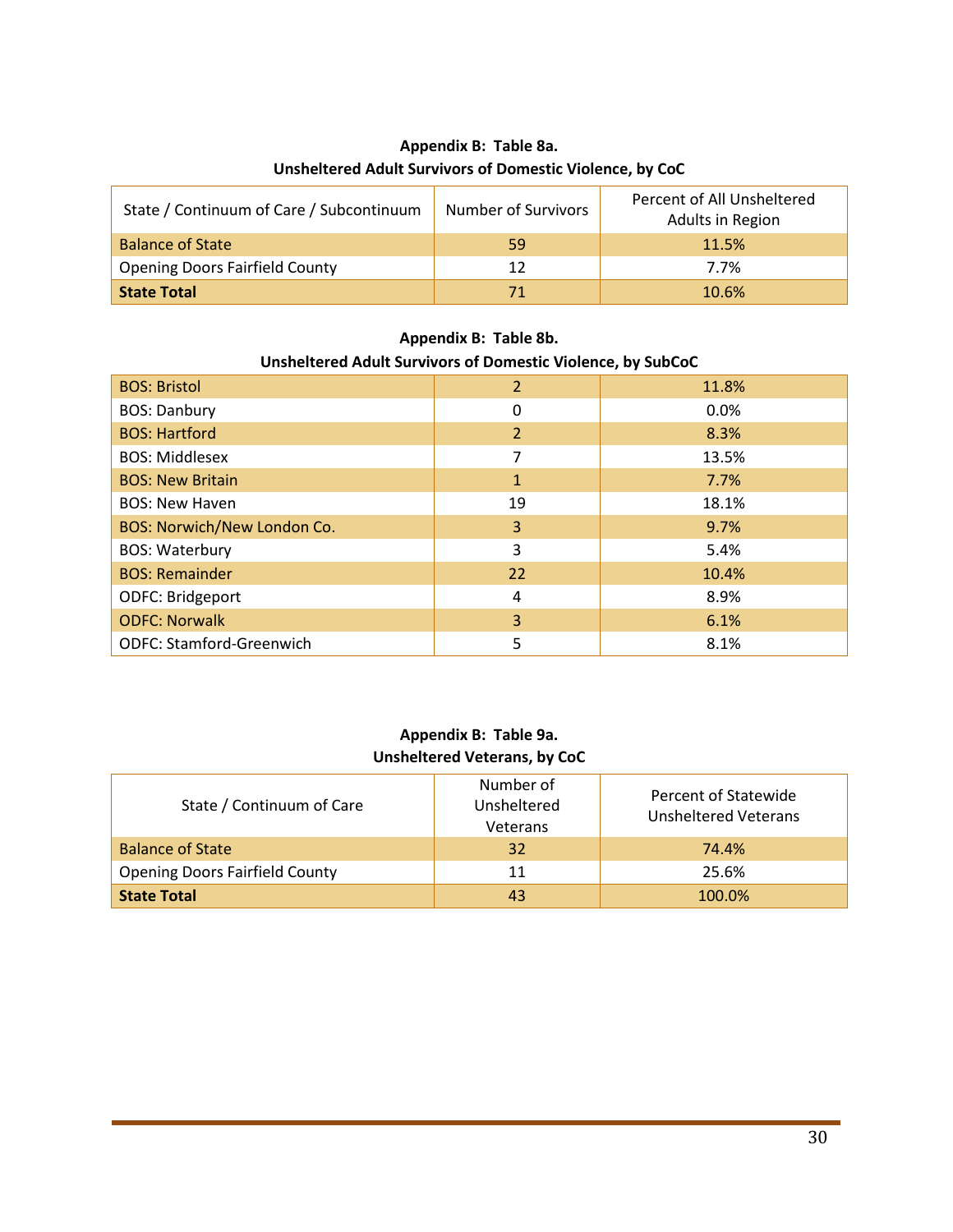**Appendix B: Table 8a.**
**Unsheltered Adult Survivors of Domestic Violence, by CoC**

| State / Continuum of Care / Subcontinuum | Number of Survivors | Percent of All Unsheltered Adults in Region |
|---|---|---|
| Balance of State | 59 | 11.5% |
| Opening Doors Fairfield County | 12 | 7.7% |
| **State Total** | 71 | 10.6% |

**Appendix B: Table 8b.**
**Unsheltered Adult Survivors of Domestic Violence, by SubCoC**

| State / Continuum of Care / Subcontinuum | Number of Survivors | Percent of All Unsheltered Adults in Region |
|---|---|---|
| BOS: Bristol | 2 | 11.8% |
| BOS: Danbury | 0 | 0.0% |
| BOS: Hartford | 2 | 8.3% |
| BOS: Middlesex | 7 | 13.5% |
| BOS: New Britain | 1 | 7.7% |
| BOS: New Haven | 19 | 18.1% |
| BOS: Norwich/New London Co. | 3 | 9.7% |
| BOS: Waterbury | 3 | 5.4% |
| BOS: Remainder | 22 | 10.4% |
| ODFC: Bridgeport | 4 | 8.9% |
| ODFC: Norwalk | 3 | 6.1% |
| ODFC: Stamford-Greenwich | 5 | 8.1% |

**Appendix B: Table 9a.**
**Unsheltered Veterans, by CoC**

| State / Continuum of Care | Number of Unsheltered Veterans | Percent of Statewide Unsheltered Veterans |
|---|---|---|
| Balance of State | 32 | 74.4% |
| Opening Doors Fairfield County | 11 | 25.6% |
| **State Total** | 43 | 100.0% |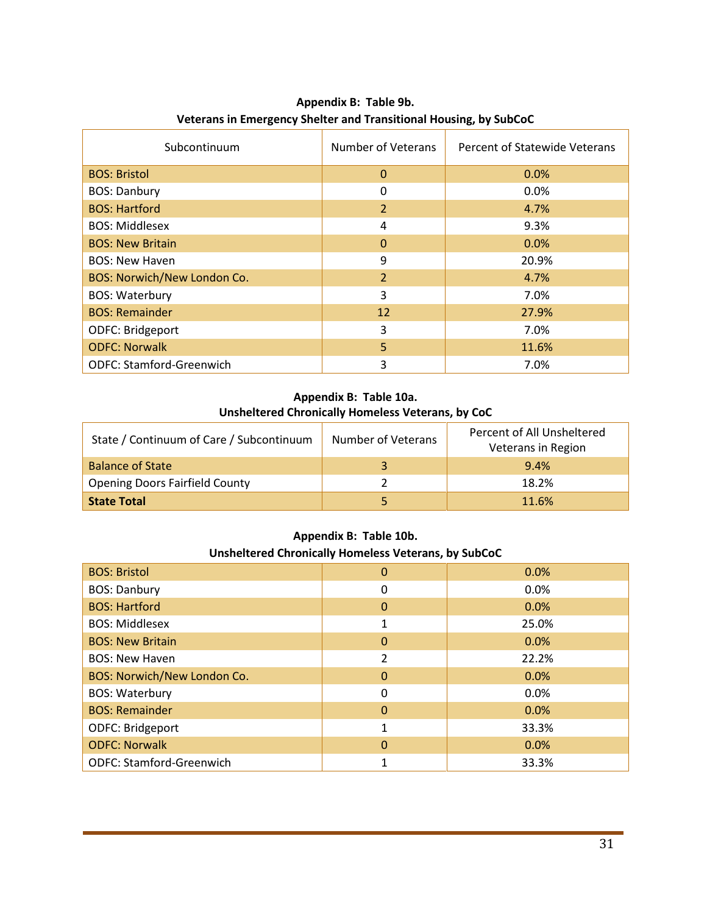**Appendix B: Table 9b.**
**Veterans in Emergency Shelter and Transitional Housing, by SubCoC**

| Subcontinuum | Number of Veterans | Percent of Statewide Veterans |
|---|---|---|
| BOS: Bristol | 0 | 0.0% |
| BOS: Danbury | 0 | 0.0% |
| BOS: Hartford | 2 | 4.7% |
| BOS: Middlesex | 4 | 9.3% |
| BOS: New Britain | 0 | 0.0% |
| BOS: New Haven | 9 | 20.9% |
| BOS: Norwich/New London Co. | 2 | 4.7% |
| BOS: Waterbury | 3 | 7.0% |
| BOS: Remainder | 12 | 27.9% |
| ODFC: Bridgeport | 3 | 7.0% |
| ODFC: Norwalk | 5 | 11.6% |
| ODFC: Stamford-Greenwich | 3 | 7.0% |

**Appendix B: Table 10a.**
**Unsheltered Chronically Homeless Veterans, by CoC**

| State / Continuum of Care / Subcontinuum | Number of Veterans | Percent of All Unsheltered Veterans in Region |
|---|---|---|
| Balance of State | 3 | 9.4% |
| Opening Doors Fairfield County | 2 | 18.2% |
| **State Total** | 5 | 11.6% |

**Appendix B: Table 10b.**
**Unsheltered Chronically Homeless Veterans, by SubCoC**

| | | |
|---|---|---|
| BOS: Bristol | 0 | 0.0% |
| BOS: Danbury | 0 | 0.0% |
| BOS: Hartford | 0 | 0.0% |
| BOS: Middlesex | 1 | 25.0% |
| BOS: New Britain | 0 | 0.0% |
| BOS: New Haven | 2 | 22.2% |
| BOS: Norwich/New London Co. | 0 | 0.0% |
| BOS: Waterbury | 0 | 0.0% |
| BOS: Remainder | 0 | 0.0% |
| ODFC: Bridgeport | 1 | 33.3% |
| ODFC: Norwalk | 0 | 0.0% |
| ODFC: Stamford-Greenwich | 1 | 33.3% |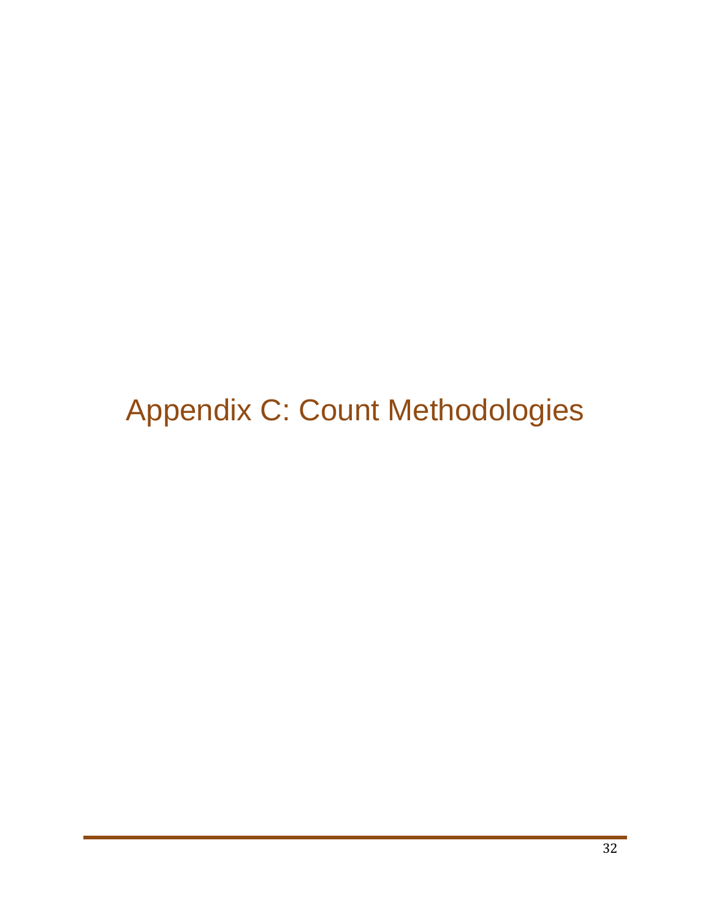# Appendix C: Count Methodologies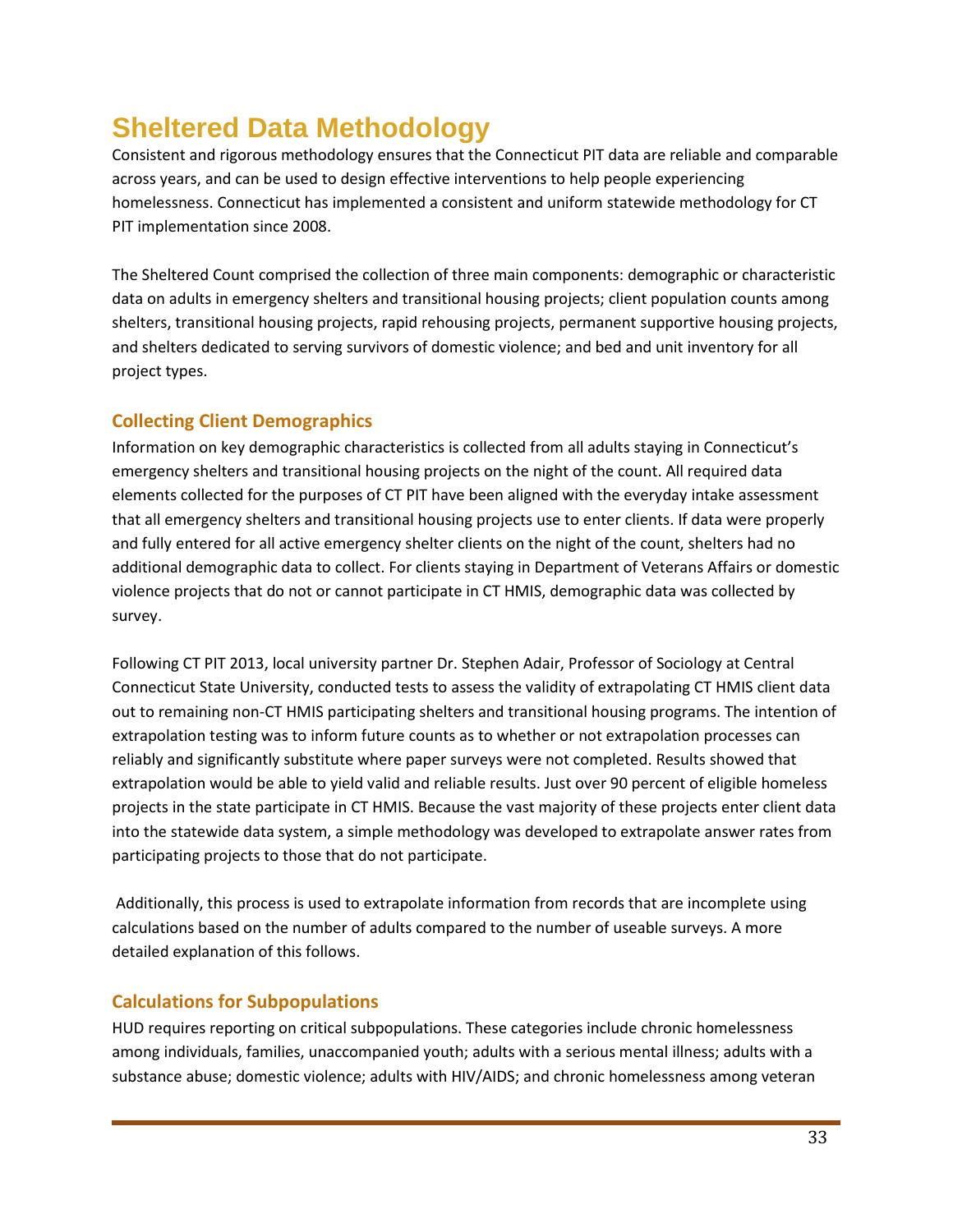# Sheltered Data Methodology

Consistent and rigorous methodology ensures that the Connecticut PIT data are reliable and comparable across years, and can be used to design effective interventions to help people experiencing homelessness. Connecticut has implemented a consistent and uniform statewide methodology for CT PIT implementation since 2008.

The Sheltered Count comprised the collection of three main components: demographic or characteristic data on adults in emergency shelters and transitional housing projects; client population counts among shelters, transitional housing projects, rapid rehousing projects, permanent supportive housing projects, and shelters dedicated to serving survivors of domestic violence; and bed and unit inventory for all project types.

## Collecting Client Demographics

Information on key demographic characteristics is collected from all adults staying in Connecticut's emergency shelters and transitional housing projects on the night of the count. All required data elements collected for the purposes of CT PIT have been aligned with the everyday intake assessment that all emergency shelters and transitional housing projects use to enter clients. If data were properly and fully entered for all active emergency shelter clients on the night of the count, shelters had no additional demographic data to collect. For clients staying in Department of Veterans Affairs or domestic violence projects that do not or cannot participate in CT HMIS, demographic data was collected by survey.

Following CT PIT 2013, local university partner Dr. Stephen Adair, Professor of Sociology at Central Connecticut State University, conducted tests to assess the validity of extrapolating CT HMIS client data out to remaining non-CT HMIS participating shelters and transitional housing programs. The intention of extrapolation testing was to inform future counts as to whether or not extrapolation processes can reliably and significantly substitute where paper surveys were not completed. Results showed that extrapolation would be able to yield valid and reliable results. Just over 90 percent of eligible homeless projects in the state participate in CT HMIS. Because the vast majority of these projects enter client data into the statewide data system, a simple methodology was developed to extrapolate answer rates from participating projects to those that do not participate.

Additionally, this process is used to extrapolate information from records that are incomplete using calculations based on the number of adults compared to the number of useable surveys. A more detailed explanation of this follows.

## Calculations for Subpopulations

HUD requires reporting on critical subpopulations. These categories include chronic homelessness among individuals, families, unaccompanied youth; adults with a serious mental illness; adults with a substance abuse; domestic violence; adults with HIV/AIDS; and chronic homelessness among veteran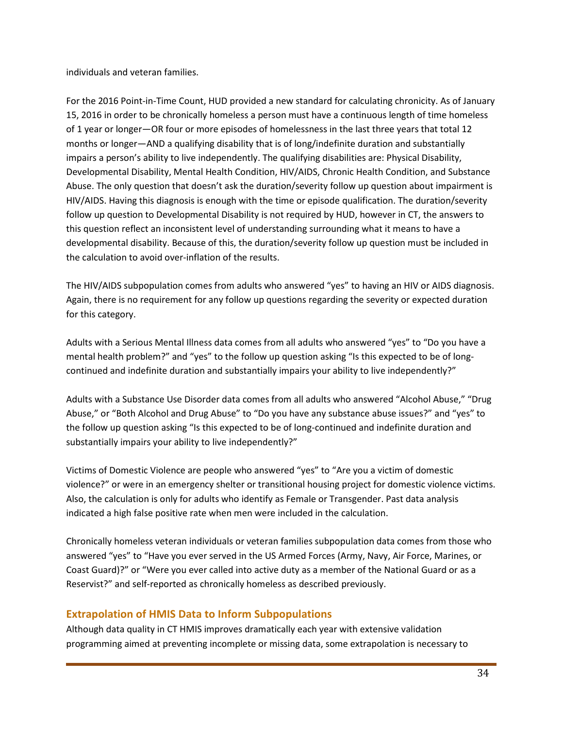individuals and veteran families.

For the 2016 Point-in-Time Count, HUD provided a new standard for calculating chronicity. As of January 15, 2016 in order to be chronically homeless a person must have a continuous length of time homeless of 1 year or longer—OR four or more episodes of homelessness in the last three years that total 12 months or longer—AND a qualifying disability that is of long/indefinite duration and substantially impairs a person's ability to live independently. The qualifying disabilities are: Physical Disability, Developmental Disability, Mental Health Condition, HIV/AIDS, Chronic Health Condition, and Substance Abuse. The only question that doesn't ask the duration/severity follow up question about impairment is HIV/AIDS. Having this diagnosis is enough with the time or episode qualification. The duration/severity follow up question to Developmental Disability is not required by HUD, however in CT, the answers to this question reflect an inconsistent level of understanding surrounding what it means to have a developmental disability. Because of this, the duration/severity follow up question must be included in the calculation to avoid over-inflation of the results.

The HIV/AIDS subpopulation comes from adults who answered "yes" to having an HIV or AIDS diagnosis. Again, there is no requirement for any follow up questions regarding the severity or expected duration for this category.

Adults with a Serious Mental Illness data comes from all adults who answered "yes" to "Do you have a mental health problem?" and "yes" to the follow up question asking "Is this expected to be of long-continued and indefinite duration and substantially impairs your ability to live independently?"

Adults with a Substance Use Disorder data comes from all adults who answered "Alcohol Abuse," "Drug Abuse," or "Both Alcohol and Drug Abuse" to "Do you have any substance abuse issues?" and "yes" to the follow up question asking "Is this expected to be of long-continued and indefinite duration and substantially impairs your ability to live independently?"

Victims of Domestic Violence are people who answered "yes" to "Are you a victim of domestic violence?" or were in an emergency shelter or transitional housing project for domestic violence victims. Also, the calculation is only for adults who identify as Female or Transgender. Past data analysis indicated a high false positive rate when men were included in the calculation.

Chronically homeless veteran individuals or veteran families subpopulation data comes from those who answered "yes" to "Have you ever served in the US Armed Forces (Army, Navy, Air Force, Marines, or Coast Guard)?" or "Were you ever called into active duty as a member of the National Guard or as a Reservist?" and self-reported as chronically homeless as described previously.

## Extrapolation of HMIS Data to Inform Subpopulations

Although data quality in CT HMIS improves dramatically each year with extensive validation programming aimed at preventing incomplete or missing data, some extrapolation is necessary to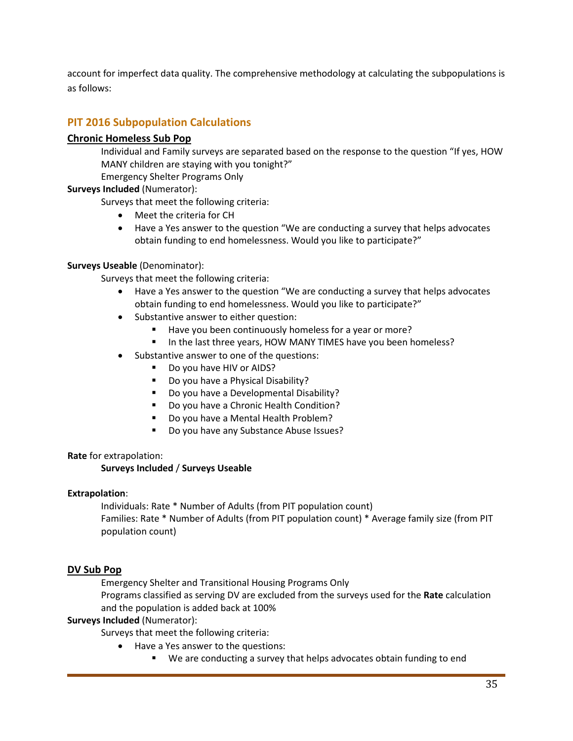account for imperfect data quality. The comprehensive methodology at calculating the subpopulations is as follows:

## PIT 2016 Subpopulation Calculations

### Chronic Homeless Sub Pop

Individual and Family surveys are separated based on the response to the question "If yes, HOW MANY children are staying with you tonight?"

Emergency Shelter Programs Only

**Surveys Included** (Numerator):

Surveys that meet the following criteria:

- Meet the criteria for CH
- Have a Yes answer to the question "We are conducting a survey that helps advocates obtain funding to end homelessness. Would you like to participate?"

**Surveys Useable** (Denominator):

Surveys that meet the following criteria:

- Have a Yes answer to the question "We are conducting a survey that helps advocates obtain funding to end homelessness. Would you like to participate?"
- Substantive answer to either question:
  - Have you been continuously homeless for a year or more?
  - In the last three years, HOW MANY TIMES have you been homeless?
- Substantive answer to one of the questions:
  - Do you have HIV or AIDS?
  - Do you have a Physical Disability?
  - Do you have a Developmental Disability?
  - Do you have a Chronic Health Condition?
  - Do you have a Mental Health Problem?
  - Do you have any Substance Abuse Issues?

**Rate** for extrapolation:

**Surveys Included** / **Surveys Useable**

**Extrapolation**:

Individuals: Rate * Number of Adults (from PIT population count)

Families: Rate * Number of Adults (from PIT population count) * Average family size (from PIT population count)

### DV Sub Pop

Emergency Shelter and Transitional Housing Programs Only

Programs classified as serving DV are excluded from the surveys used for the **Rate** calculation and the population is added back at 100%

**Surveys Included** (Numerator):

Surveys that meet the following criteria:

- Have a Yes answer to the questions:
  - We are conducting a survey that helps advocates obtain funding to end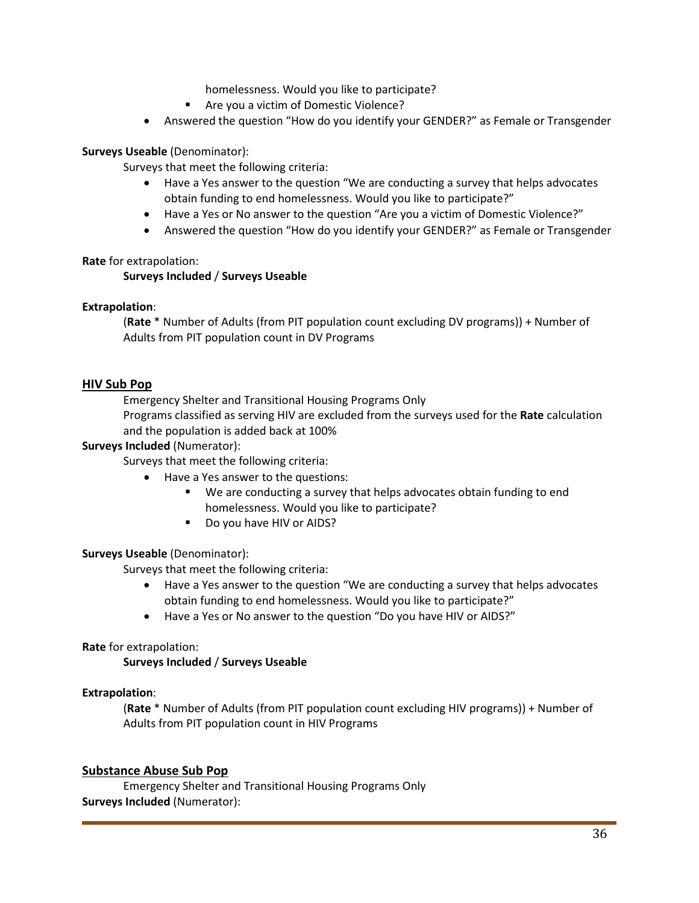homelessness. Would you like to participate?
        - Are you a victim of Domestic Violence?
- Answered the question "How do you identify your GENDER?" as Female or Transgender

**Surveys Useable** (Denominator):

Surveys that meet the following criteria:

- Have a Yes answer to the question "We are conducting a survey that helps advocates obtain funding to end homelessness. Would you like to participate?"
- Have a Yes or No answer to the question "Are you a victim of Domestic Violence?"
- Answered the question "How do you identify your GENDER?" as Female or Transgender

**Rate** for extrapolation:

**Surveys Included** / **Surveys Useable**

**Extrapolation**:

(**Rate** * Number of Adults (from PIT population count excluding DV programs)) + Number of Adults from PIT population count in DV Programs

## HIV Sub Pop

Emergency Shelter and Transitional Housing Programs Only

Programs classified as serving HIV are excluded from the surveys used for the **Rate** calculation and the population is added back at 100%

**Surveys Included** (Numerator):

Surveys that meet the following criteria:

- Have a Yes answer to the questions:
    - We are conducting a survey that helps advocates obtain funding to end homelessness. Would you like to participate?
    - Do you have HIV or AIDS?

**Surveys Useable** (Denominator):

Surveys that meet the following criteria:

- Have a Yes answer to the question "We are conducting a survey that helps advocates obtain funding to end homelessness. Would you like to participate?"
- Have a Yes or No answer to the question "Do you have HIV or AIDS?"

**Rate** for extrapolation:

**Surveys Included** / **Surveys Useable**

**Extrapolation**:

(**Rate** * Number of Adults (from PIT population count excluding HIV programs)) + Number of Adults from PIT population count in HIV Programs

## Substance Abuse Sub Pop

Emergency Shelter and Transitional Housing Programs Only

**Surveys Included** (Numerator):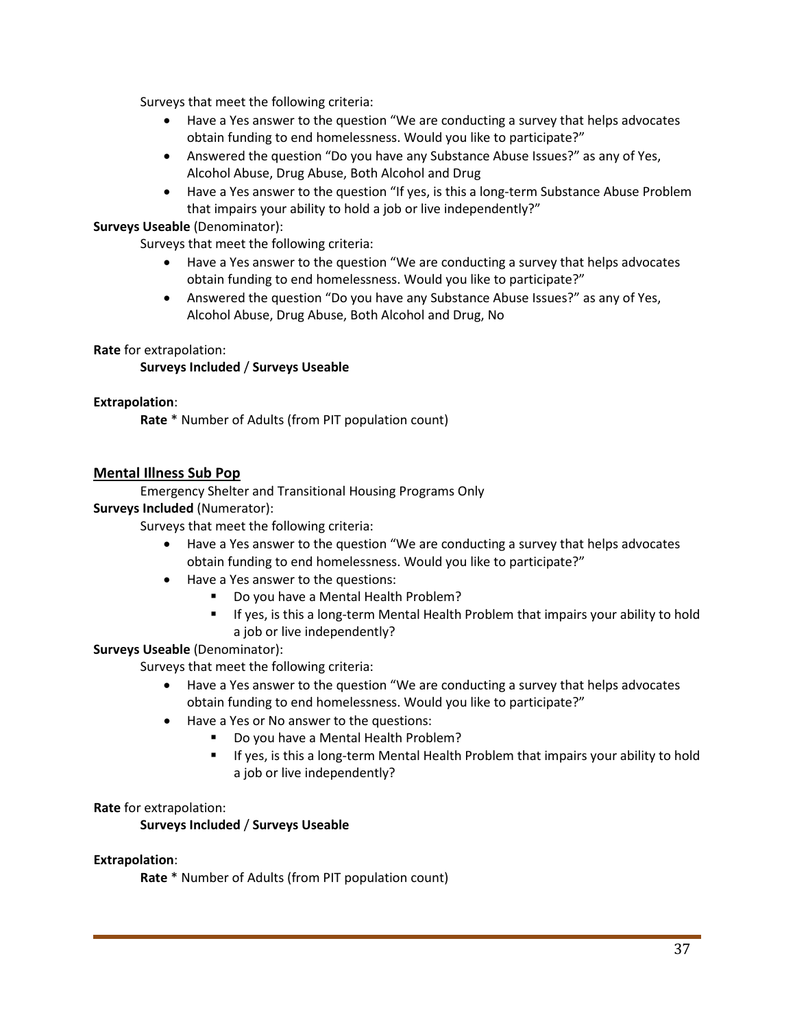Surveys that meet the following criteria:

- Have a Yes answer to the question “We are conducting a survey that helps advocates obtain funding to end homelessness. Would you like to participate?”
- Answered the question “Do you have any Substance Abuse Issues?” as any of Yes, Alcohol Abuse, Drug Abuse, Both Alcohol and Drug
- Have a Yes answer to the question “If yes, is this a long-term Substance Abuse Problem that impairs your ability to hold a job or live independently?”

**Surveys Useable** (Denominator):

Surveys that meet the following criteria:

- Have a Yes answer to the question “We are conducting a survey that helps advocates obtain funding to end homelessness. Would you like to participate?”
- Answered the question “Do you have any Substance Abuse Issues?” as any of Yes, Alcohol Abuse, Drug Abuse, Both Alcohol and Drug, No

**Rate** for extrapolation:

**Surveys Included** / **Surveys Useable**

**Extrapolation**:

**Rate** * Number of Adults (from PIT population count)

## Mental Illness Sub Pop

Emergency Shelter and Transitional Housing Programs Only

**Surveys Included** (Numerator):

Surveys that meet the following criteria:

- Have a Yes answer to the question “We are conducting a survey that helps advocates obtain funding to end homelessness. Would you like to participate?”
- Have a Yes answer to the questions:
  - Do you have a Mental Health Problem?
  - If yes, is this a long-term Mental Health Problem that impairs your ability to hold a job or live independently?

**Surveys Useable** (Denominator):

Surveys that meet the following criteria:

- Have a Yes answer to the question “We are conducting a survey that helps advocates obtain funding to end homelessness. Would you like to participate?”
- Have a Yes or No answer to the questions:
  - Do you have a Mental Health Problem?
  - If yes, is this a long-term Mental Health Problem that impairs your ability to hold a job or live independently?

**Rate** for extrapolation:

**Surveys Included** / **Surveys Useable**

**Extrapolation**:

**Rate** * Number of Adults (from PIT population count)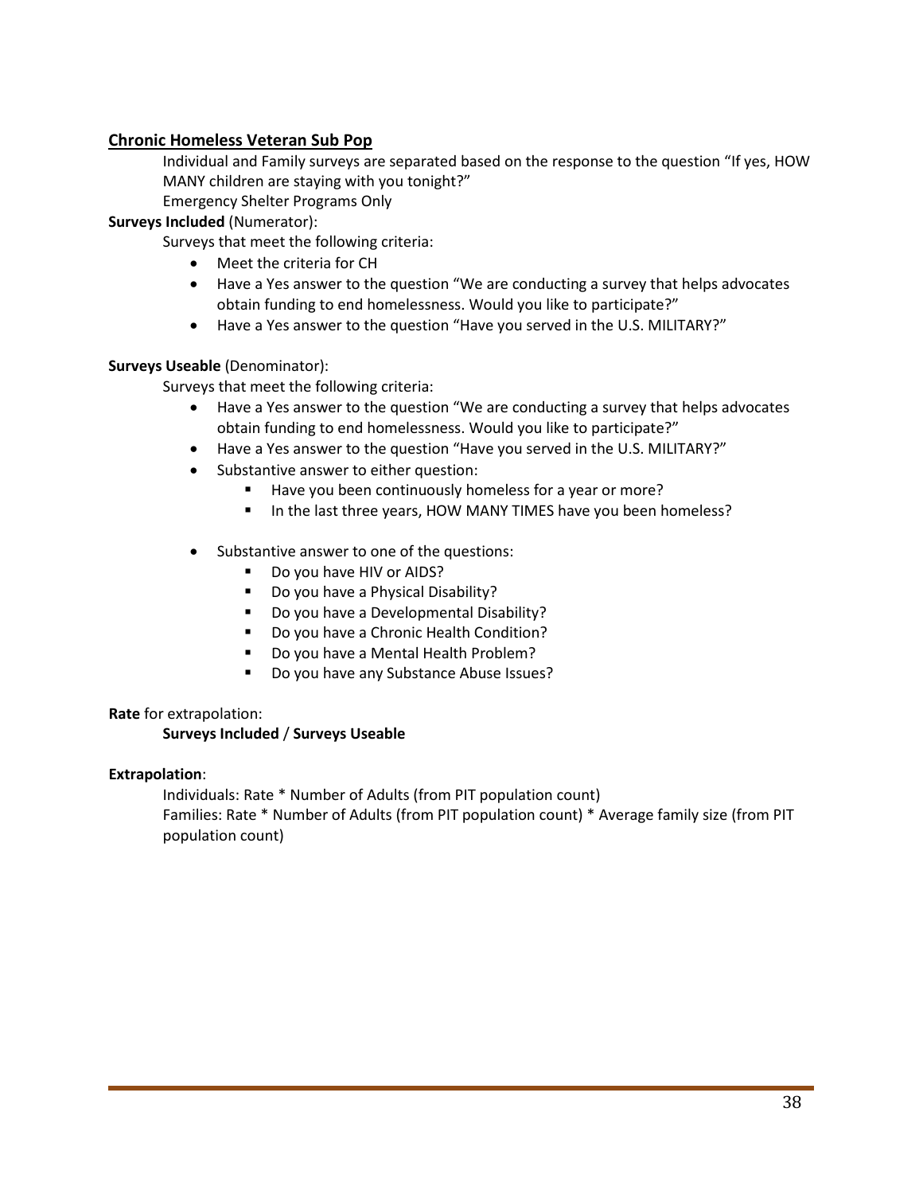## Chronic Homeless Veteran Sub Pop

Individual and Family surveys are separated based on the response to the question "If yes, HOW MANY children are staying with you tonight?"

Emergency Shelter Programs Only

**Surveys Included** (Numerator):

Surveys that meet the following criteria:

- Meet the criteria for CH
- Have a Yes answer to the question "We are conducting a survey that helps advocates obtain funding to end homelessness. Would you like to participate?"
- Have a Yes answer to the question "Have you served in the U.S. MILITARY?"

**Surveys Useable** (Denominator):

Surveys that meet the following criteria:

- Have a Yes answer to the question "We are conducting a survey that helps advocates obtain funding to end homelessness. Would you like to participate?"
- Have a Yes answer to the question "Have you served in the U.S. MILITARY?"
- Substantive answer to either question:
  - Have you been continuously homeless for a year or more?
  - In the last three years, HOW MANY TIMES have you been homeless?
- Substantive answer to one of the questions:
  - Do you have HIV or AIDS?
  - Do you have a Physical Disability?
  - Do you have a Developmental Disability?
  - Do you have a Chronic Health Condition?
  - Do you have a Mental Health Problem?
  - Do you have any Substance Abuse Issues?

**Rate** for extrapolation:

**Surveys Included** / **Surveys Useable**

**Extrapolation**:

Individuals: Rate * Number of Adults (from PIT population count)

Families: Rate * Number of Adults (from PIT population count) * Average family size (from PIT population count)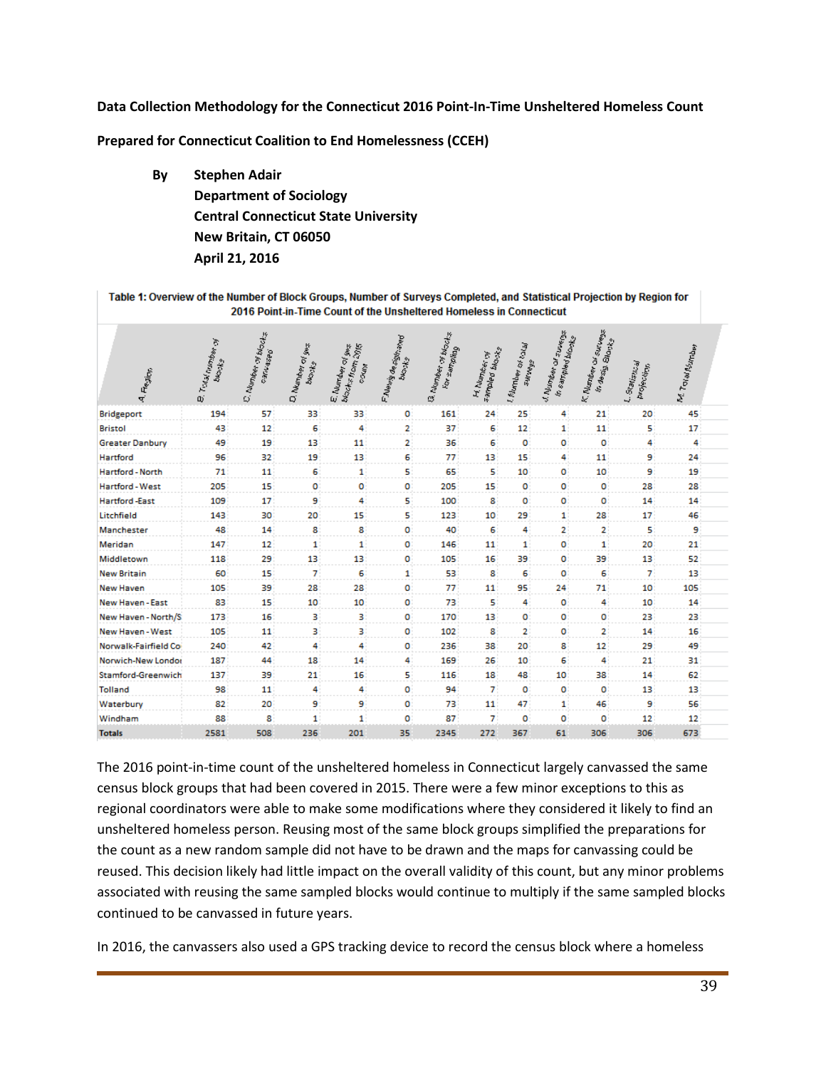**Data Collection Methodology for the Connecticut 2016 Point-In-Time Unsheltered Homeless Count**

**Prepared for Connecticut Coalition to End Homelessness (CCEH)**

**By Stephen Adair**
**Department of Sociology**
**Central Connecticut State University**
**New Britain, CT 06050**
**April 21, 2016**

**Table 1: Overview of the Number of Block Groups, Number of Surveys Completed, and Statistical Projection by Region for 2016 Point-in-Time Count of the Unsheltered Homeless in Connecticut**

| A. Region | B. Total number of blocks | C. Number of blocks canvassed | D. Number of yes blocks | E. Number of yes blocks from 2015 count | F. Newly designated blocks | G. Number of blocks for sampling | H. Number of sampled blocks | I. Number of total surveys | J. Number of surveys in sampled blocks | K. Number of surveys in desig. Blocks | L. Statistical projection | M. Total Number |
|---|---|---|---|---|---|---|---|---|---|---|---|---|
| Bridgeport | 194 | 57 | 33 | 33 | 0 | 161 | 24 | 25 | 4 | 21 | 20 | 45 |
| Bristol | 43 | 12 | 6 | 4 | 2 | 37 | 6 | 12 | 1 | 11 | 5 | 17 |
| Greater Danbury | 49 | 19 | 13 | 11 | 2 | 36 | 6 | 0 | 0 | 0 | 4 | 4 |
| Hartford | 96 | 32 | 19 | 13 | 6 | 77 | 13 | 15 | 4 | 11 | 9 | 24 |
| Hartford - North | 71 | 11 | 6 | 1 | 5 | 65 | 5 | 10 | 0 | 10 | 9 | 19 |
| Hartford - West | 205 | 15 | 0 | 0 | 0 | 205 | 15 | 0 | 0 | 0 | 28 | 28 |
| Hartford -East | 109 | 17 | 9 | 4 | 5 | 100 | 8 | 0 | 0 | 0 | 14 | 14 |
| Litchfield | 143 | 30 | 20 | 15 | 5 | 123 | 10 | 29 | 1 | 28 | 17 | 46 |
| Manchester | 48 | 14 | 8 | 8 | 0 | 40 | 6 | 4 | 2 | 2 | 5 | 9 |
| Meridan | 147 | 12 | 1 | 1 | 0 | 146 | 11 | 1 | 0 | 1 | 20 | 21 |
| Middletown | 118 | 29 | 13 | 13 | 0 | 105 | 16 | 39 | 0 | 39 | 13 | 52 |
| New Britain | 60 | 15 | 7 | 6 | 1 | 53 | 8 | 6 | 0 | 6 | 7 | 13 |
| New Haven | 105 | 39 | 28 | 28 | 0 | 77 | 11 | 95 | 24 | 71 | 10 | 105 |
| New Haven - East | 83 | 15 | 10 | 10 | 0 | 73 | 5 | 4 | 0 | 4 | 10 | 14 |
| New Haven - North/S | 173 | 16 | 3 | 3 | 0 | 170 | 13 | 0 | 0 | 0 | 23 | 23 |
| New Haven - West | 105 | 11 | 3 | 3 | 0 | 102 | 8 | 2 | 0 | 2 | 14 | 16 |
| Norwalk-Fairfield Co | 240 | 42 | 4 | 4 | 0 | 236 | 38 | 20 | 8 | 12 | 29 | 49 |
| Norwich-New London | 187 | 44 | 18 | 14 | 4 | 169 | 26 | 10 | 6 | 4 | 21 | 31 |
| Stamford-Greenwich | 137 | 39 | 21 | 16 | 5 | 116 | 18 | 48 | 10 | 38 | 14 | 62 |
| Tolland | 98 | 11 | 4 | 4 | 0 | 94 | 7 | 0 | 0 | 0 | 13 | 13 |
| Waterbury | 82 | 20 | 9 | 9 | 0 | 73 | 11 | 47 | 1 | 46 | 9 | 56 |
| Windham | 88 | 8 | 1 | 1 | 0 | 87 | 7 | 0 | 0 | 0 | 12 | 12 |
| **Totals** | 2581 | 508 | 236 | 201 | 35 | 2345 | 272 | 367 | 61 | 306 | 306 | 673 |

The 2016 point-in-time count of the unsheltered homeless in Connecticut largely canvassed the same census block groups that had been covered in 2015. There were a few minor exceptions to this as regional coordinators were able to make some modifications where they considered it likely to find an unsheltered homeless person. Reusing most of the same block groups simplified the preparations for the count as a new random sample did not have to be drawn and the maps for canvassing could be reused. This decision likely had little impact on the overall validity of this count, but any minor problems associated with reusing the same sampled blocks would continue to multiply if the same sampled blocks continued to be canvassed in future years.

In 2016, the canvassers also used a GPS tracking device to record the census block where a homeless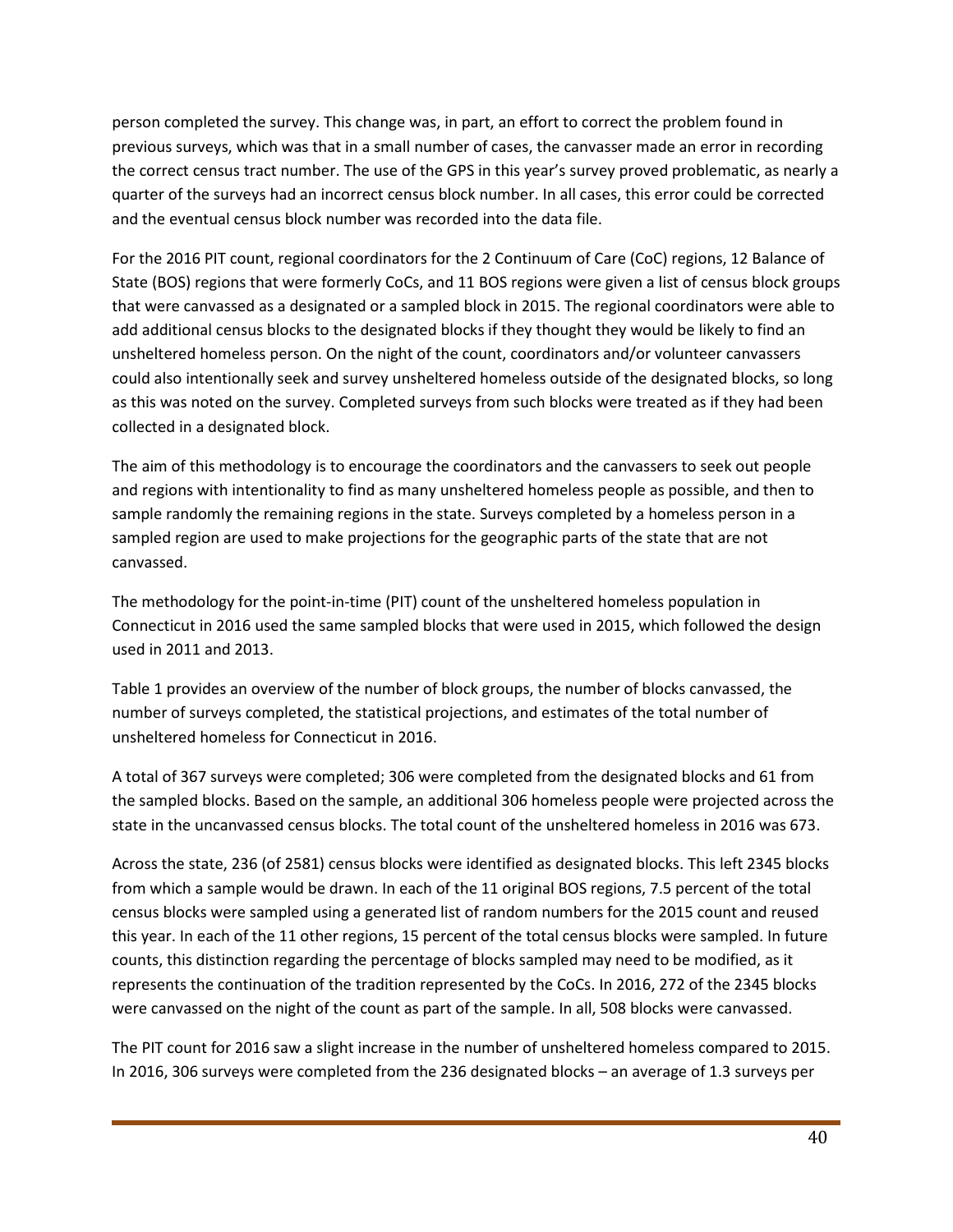person completed the survey. This change was, in part, an effort to correct the problem found in previous surveys, which was that in a small number of cases, the canvasser made an error in recording the correct census tract number. The use of the GPS in this year's survey proved problematic, as nearly a quarter of the surveys had an incorrect census block number. In all cases, this error could be corrected and the eventual census block number was recorded into the data file.

For the 2016 PIT count, regional coordinators for the 2 Continuum of Care (CoC) regions, 12 Balance of State (BOS) regions that were formerly CoCs, and 11 BOS regions were given a list of census block groups that were canvassed as a designated or a sampled block in 2015. The regional coordinators were able to add additional census blocks to the designated blocks if they thought they would be likely to find an unsheltered homeless person. On the night of the count, coordinators and/or volunteer canvassers could also intentionally seek and survey unsheltered homeless outside of the designated blocks, so long as this was noted on the survey. Completed surveys from such blocks were treated as if they had been collected in a designated block.

The aim of this methodology is to encourage the coordinators and the canvassers to seek out people and regions with intentionality to find as many unsheltered homeless people as possible, and then to sample randomly the remaining regions in the state. Surveys completed by a homeless person in a sampled region are used to make projections for the geographic parts of the state that are not canvassed.

The methodology for the point-in-time (PIT) count of the unsheltered homeless population in Connecticut in 2016 used the same sampled blocks that were used in 2015, which followed the design used in 2011 and 2013.

Table 1 provides an overview of the number of block groups, the number of blocks canvassed, the number of surveys completed, the statistical projections, and estimates of the total number of unsheltered homeless for Connecticut in 2016.

A total of 367 surveys were completed; 306 were completed from the designated blocks and 61 from the sampled blocks. Based on the sample, an additional 306 homeless people were projected across the state in the uncanvassed census blocks. The total count of the unsheltered homeless in 2016 was 673.

Across the state, 236 (of 2581) census blocks were identified as designated blocks. This left 2345 blocks from which a sample would be drawn. In each of the 11 original BOS regions, 7.5 percent of the total census blocks were sampled using a generated list of random numbers for the 2015 count and reused this year. In each of the 11 other regions, 15 percent of the total census blocks were sampled. In future counts, this distinction regarding the percentage of blocks sampled may need to be modified, as it represents the continuation of the tradition represented by the CoCs. In 2016, 272 of the 2345 blocks were canvassed on the night of the count as part of the sample. In all, 508 blocks were canvassed.

The PIT count for 2016 saw a slight increase in the number of unsheltered homeless compared to 2015. In 2016, 306 surveys were completed from the 236 designated blocks – an average of 1.3 surveys per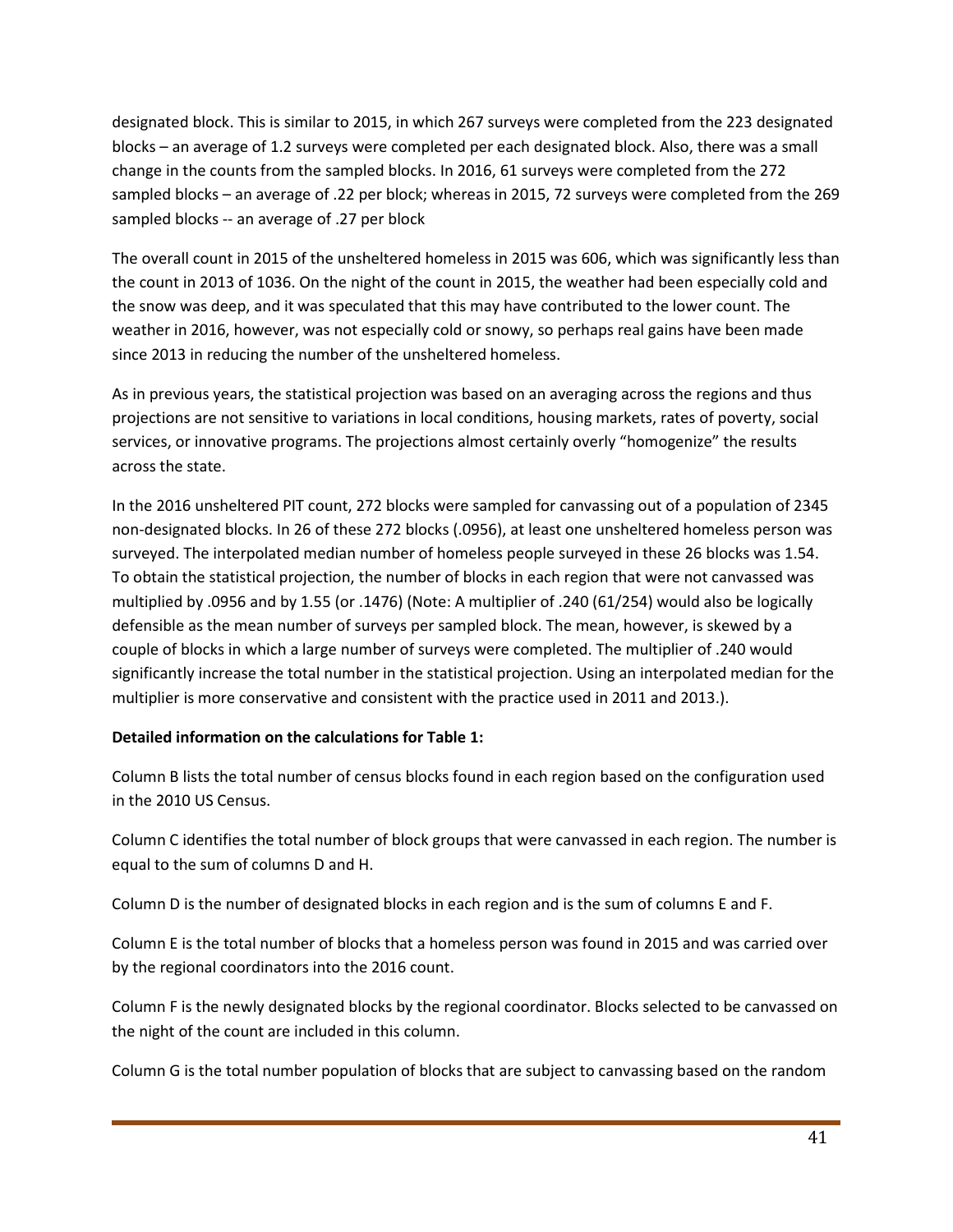designated block. This is similar to 2015, in which 267 surveys were completed from the 223 designated blocks – an average of 1.2 surveys were completed per each designated block. Also, there was a small change in the counts from the sampled blocks. In 2016, 61 surveys were completed from the 272 sampled blocks – an average of .22 per block; whereas in 2015, 72 surveys were completed from the 269 sampled blocks -- an average of .27 per block

The overall count in 2015 of the unsheltered homeless in 2015 was 606, which was significantly less than the count in 2013 of 1036. On the night of the count in 2015, the weather had been especially cold and the snow was deep, and it was speculated that this may have contributed to the lower count. The weather in 2016, however, was not especially cold or snowy, so perhaps real gains have been made since 2013 in reducing the number of the unsheltered homeless.

As in previous years, the statistical projection was based on an averaging across the regions and thus projections are not sensitive to variations in local conditions, housing markets, rates of poverty, social services, or innovative programs. The projections almost certainly overly "homogenize" the results across the state.

In the 2016 unsheltered PIT count, 272 blocks were sampled for canvassing out of a population of 2345 non-designated blocks. In 26 of these 272 blocks (.0956), at least one unsheltered homeless person was surveyed. The interpolated median number of homeless people surveyed in these 26 blocks was 1.54. To obtain the statistical projection, the number of blocks in each region that were not canvassed was multiplied by .0956 and by 1.55 (or .1476) (Note: A multiplier of .240 (61/254) would also be logically defensible as the mean number of surveys per sampled block. The mean, however, is skewed by a couple of blocks in which a large number of surveys were completed. The multiplier of .240 would significantly increase the total number in the statistical projection. Using an interpolated median for the multiplier is more conservative and consistent with the practice used in 2011 and 2013.).

**Detailed information on the calculations for Table 1:**

Column B lists the total number of census blocks found in each region based on the configuration used in the 2010 US Census.

Column C identifies the total number of block groups that were canvassed in each region. The number is equal to the sum of columns D and H.

Column D is the number of designated blocks in each region and is the sum of columns E and F.

Column E is the total number of blocks that a homeless person was found in 2015 and was carried over by the regional coordinators into the 2016 count.

Column F is the newly designated blocks by the regional coordinator. Blocks selected to be canvassed on the night of the count are included in this column.

Column G is the total number population of blocks that are subject to canvassing based on the random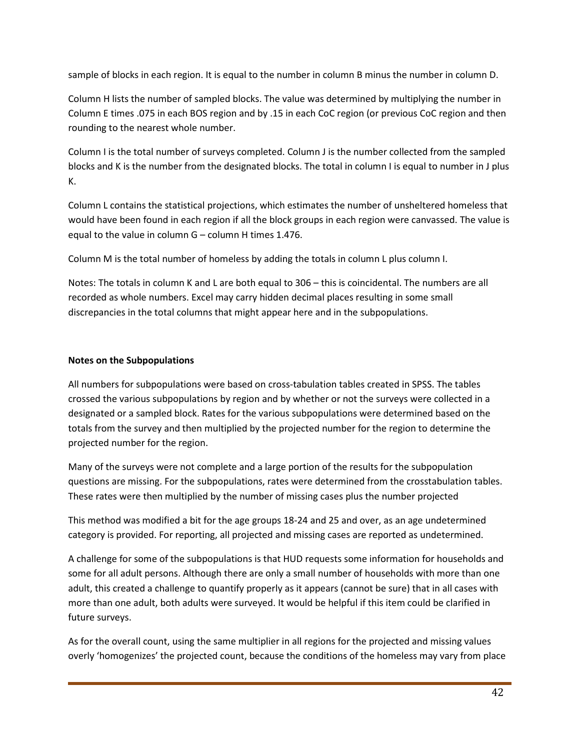sample of blocks in each region. It is equal to the number in column B minus the number in column D.

Column H lists the number of sampled blocks. The value was determined by multiplying the number in Column E times .075 in each BOS region and by .15 in each CoC region (or previous CoC region and then rounding to the nearest whole number.

Column I is the total number of surveys completed. Column J is the number collected from the sampled blocks and K is the number from the designated blocks. The total in column I is equal to number in J plus K.

Column L contains the statistical projections, which estimates the number of unsheltered homeless that would have been found in each region if all the block groups in each region were canvassed. The value is equal to the value in column G – column H times 1.476.

Column M is the total number of homeless by adding the totals in column L plus column I.

Notes: The totals in column K and L are both equal to 306 – this is coincidental. The numbers are all recorded as whole numbers. Excel may carry hidden decimal places resulting in some small discrepancies in the total columns that might appear here and in the subpopulations.

**Notes on the Subpopulations**

All numbers for subpopulations were based on cross-tabulation tables created in SPSS. The tables crossed the various subpopulations by region and by whether or not the surveys were collected in a designated or a sampled block. Rates for the various subpopulations were determined based on the totals from the survey and then multiplied by the projected number for the region to determine the projected number for the region.

Many of the surveys were not complete and a large portion of the results for the subpopulation questions are missing. For the subpopulations, rates were determined from the crosstabulation tables. These rates were then multiplied by the number of missing cases plus the number projected

This method was modified a bit for the age groups 18-24 and 25 and over, as an age undetermined category is provided. For reporting, all projected and missing cases are reported as undetermined.

A challenge for some of the subpopulations is that HUD requests some information for households and some for all adult persons. Although there are only a small number of households with more than one adult, this created a challenge to quantify properly as it appears (cannot be sure) that in all cases with more than one adult, both adults were surveyed. It would be helpful if this item could be clarified in future surveys.

As for the overall count, using the same multiplier in all regions for the projected and missing values overly 'homogenizes' the projected count, because the conditions of the homeless may vary from place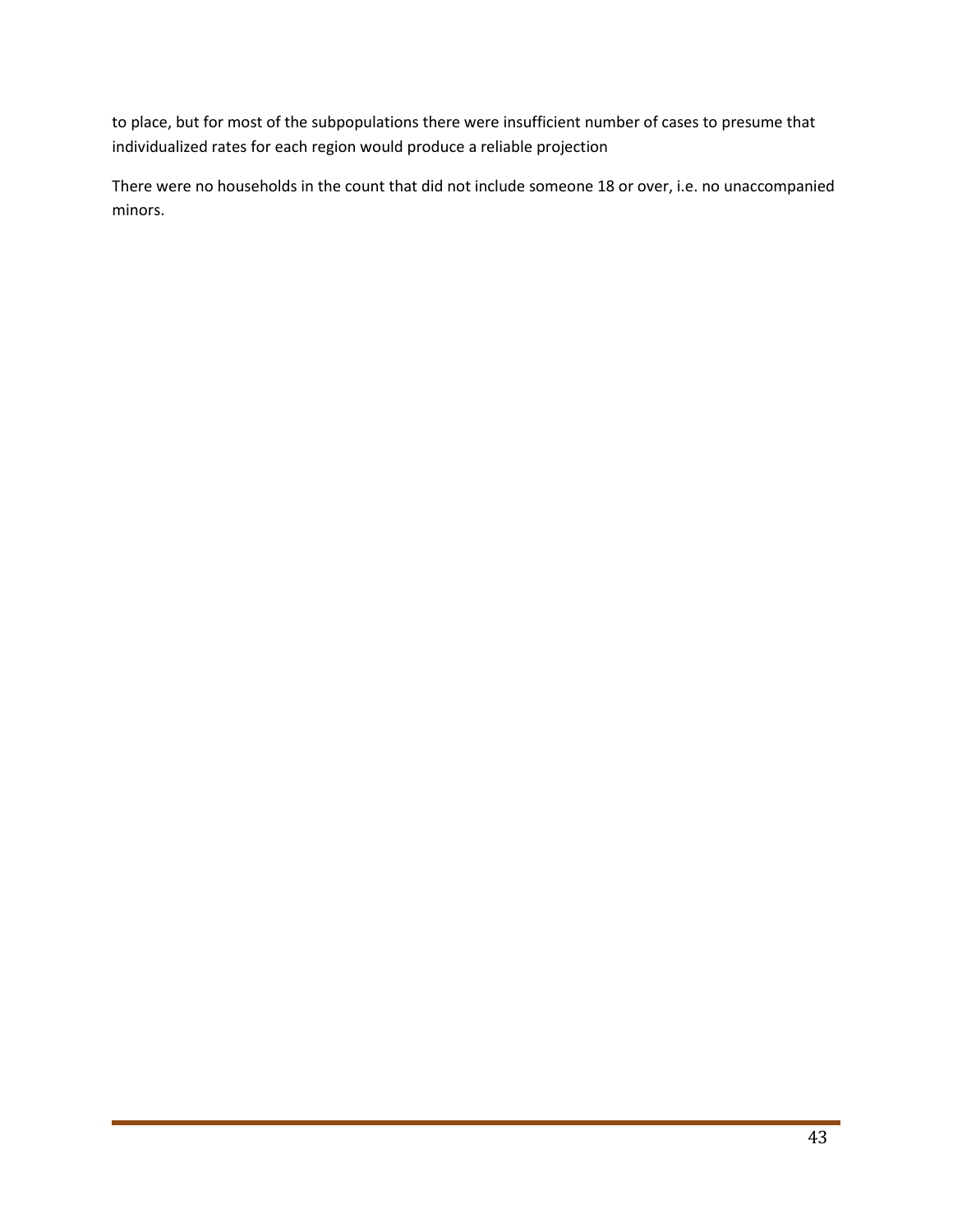to place, but for most of the subpopulations there were insufficient number of cases to presume that individualized rates for each region would produce a reliable projection

There were no households in the count that did not include someone 18 or over, i.e. no unaccompanied minors.